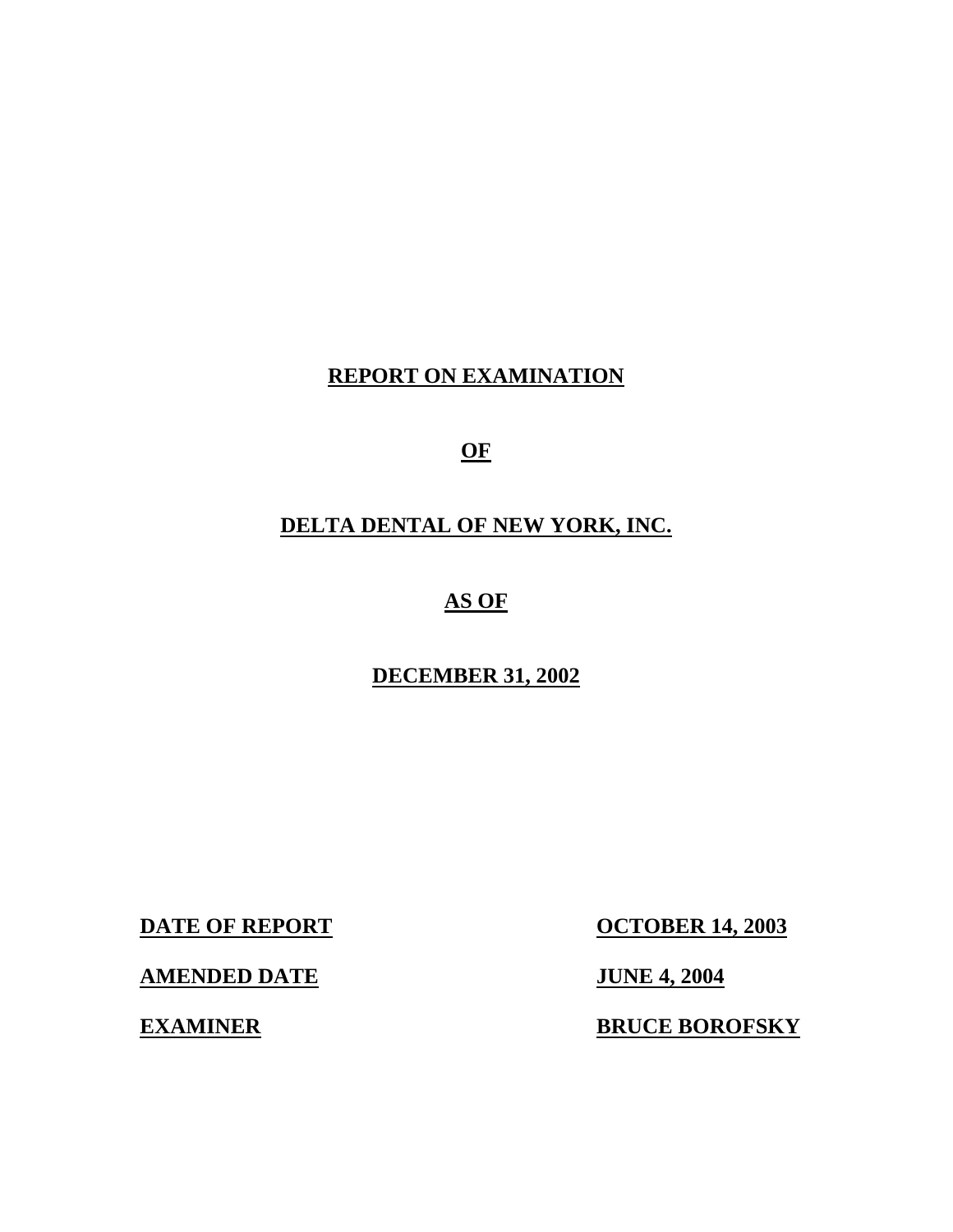# REPORT ON EXAMINATION

# OF

# DELTA DENTAL OF NEW YORK, INC.

# AS OF

# DECEMBER 31, 2002

| | |
|---|---|
| **DATE OF REPORT** | **OCTOBER 14, 2003** |
| **AMENDED DATE** | **JUNE 4, 2004** |
| **EXAMINER** | **BRUCE BOROFSKY** |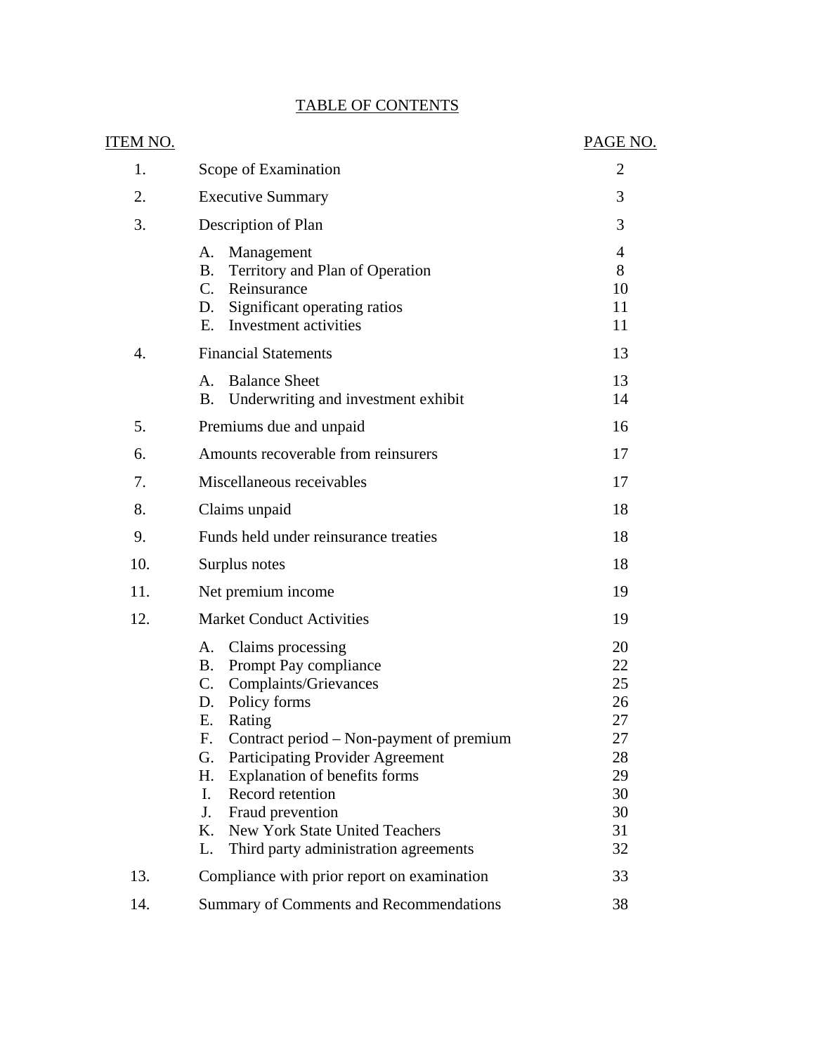# TABLE OF CONTENTS

| ITEM NO. | | PAGE NO. |
|---|---|---|
| 1. | Scope of Examination | 2 |
| 2. | Executive Summary | 3 |
| 3. | Description of Plan | 3 |
| | A. Management | 4 |
| | B. Territory and Plan of Operation | 8 |
| | C. Reinsurance | 10 |
| | D. Significant operating ratios | 11 |
| | E. Investment activities | 11 |
| 4. | Financial Statements | 13 |
| | A. Balance Sheet | 13 |
| | B. Underwriting and investment exhibit | 14 |
| 5. | Premiums due and unpaid | 16 |
| 6. | Amounts recoverable from reinsurers | 17 |
| 7. | Miscellaneous receivables | 17 |
| 8. | Claims unpaid | 18 |
| 9. | Funds held under reinsurance treaties | 18 |
| 10. | Surplus notes | 18 |
| 11. | Net premium income | 19 |
| 12. | Market Conduct Activities | 19 |
| | A. Claims processing | 20 |
| | B. Prompt Pay compliance | 22 |
| | C. Complaints/Grievances | 25 |
| | D. Policy forms | 26 |
| | E. Rating | 27 |
| | F. Contract period – Non-payment of premium | 27 |
| | G. Participating Provider Agreement | 28 |
| | H. Explanation of benefits forms | 29 |
| | I. Record retention | 30 |
| | J. Fraud prevention | 30 |
| | K. New York State United Teachers | 31 |
| | L. Third party administration agreements | 32 |
| 13. | Compliance with prior report on examination | 33 |
| 14. | Summary of Comments and Recommendations | 38 |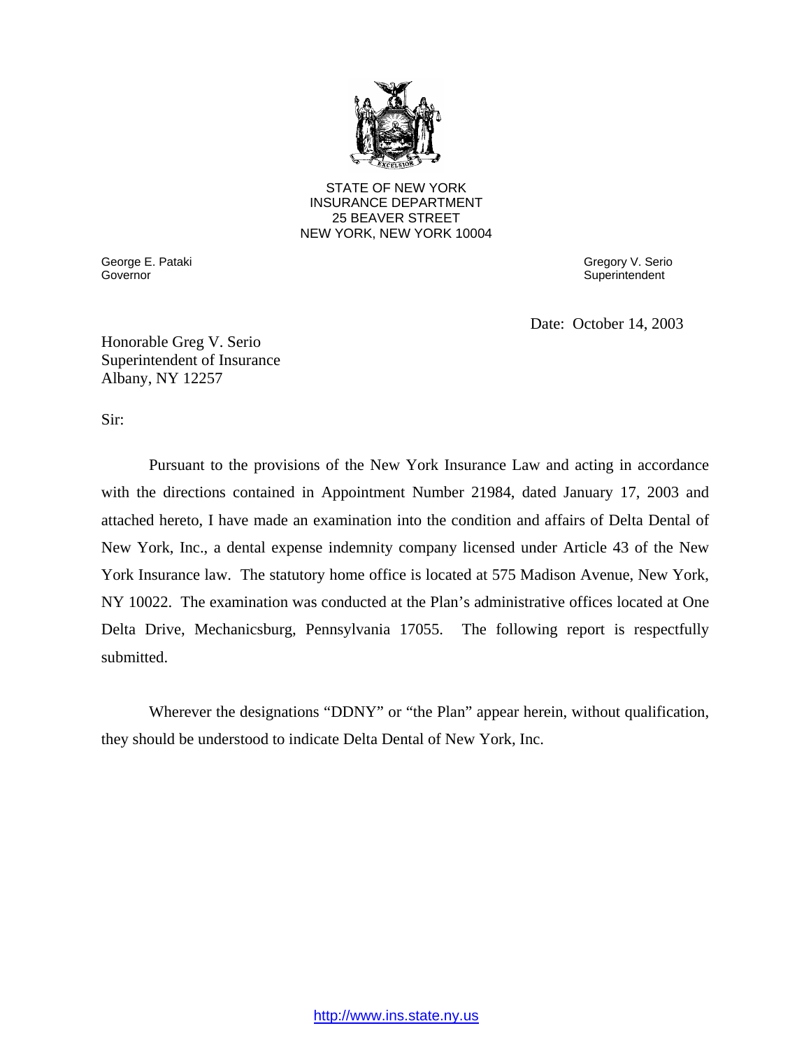STATE OF NEW YORK
INSURANCE DEPARTMENT
25 BEAVER STREET
NEW YORK, NEW YORK 10004

George E. Pataki
Governor

Gregory V. Serio
Superintendent

Date: October 14, 2003

Honorable Greg V. Serio
Superintendent of Insurance
Albany, NY 12257

Sir:

Pursuant to the provisions of the New York Insurance Law and acting in accordance with the directions contained in Appointment Number 21984, dated January 17, 2003 and attached hereto, I have made an examination into the condition and affairs of Delta Dental of New York, Inc., a dental expense indemnity company licensed under Article 43 of the New York Insurance law. The statutory home office is located at 575 Madison Avenue, New York, NY 10022. The examination was conducted at the Plan's administrative offices located at One Delta Drive, Mechanicsburg, Pennsylvania 17055. The following report is respectfully submitted.

Wherever the designations "DDNY" or "the Plan" appear herein, without qualification, they should be understood to indicate Delta Dental of New York, Inc.

http://www.ins.state.ny.us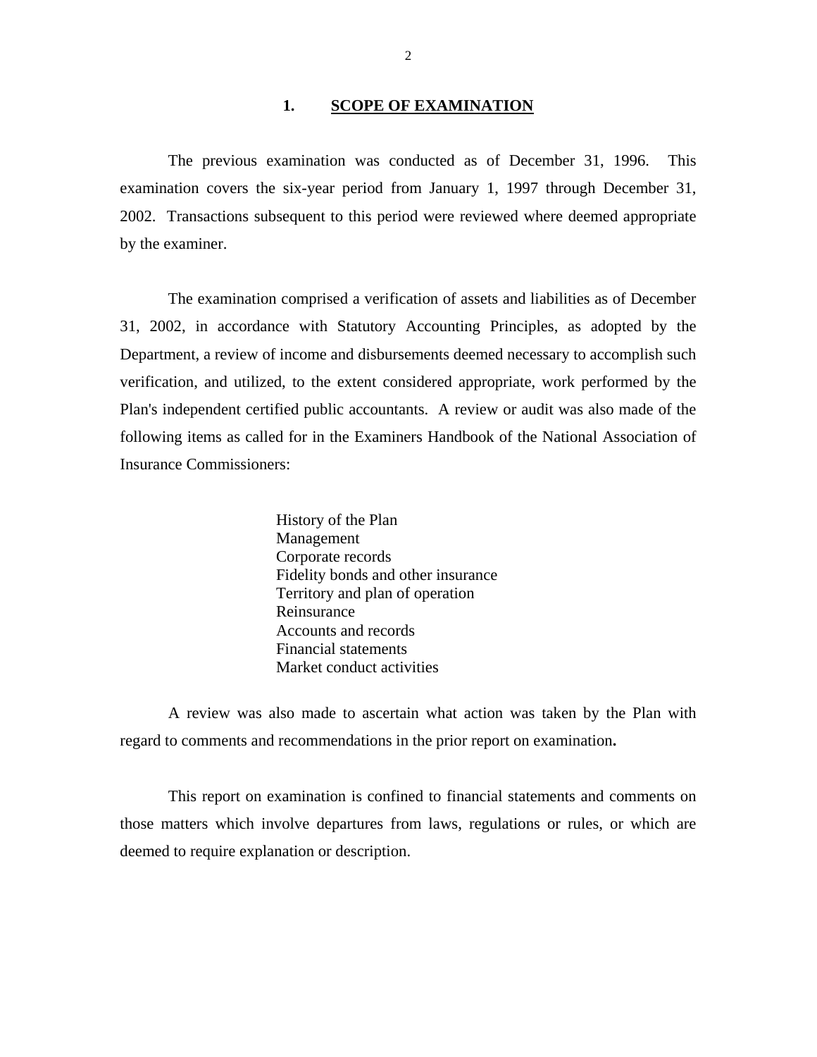## 1. SCOPE OF EXAMINATION

The previous examination was conducted as of December 31, 1996. This examination covers the six-year period from January 1, 1997 through December 31, 2002. Transactions subsequent to this period were reviewed where deemed appropriate by the examiner.

The examination comprised a verification of assets and liabilities as of December 31, 2002, in accordance with Statutory Accounting Principles, as adopted by the Department, a review of income and disbursements deemed necessary to accomplish such verification, and utilized, to the extent considered appropriate, work performed by the Plan's independent certified public accountants. A review or audit was also made of the following items as called for in the Examiners Handbook of the National Association of Insurance Commissioners:

History of the Plan
Management
Corporate records
Fidelity bonds and other insurance
Territory and plan of operation
Reinsurance
Accounts and records
Financial statements
Market conduct activities

A review was also made to ascertain what action was taken by the Plan with regard to comments and recommendations in the prior report on examination.

This report on examination is confined to financial statements and comments on those matters which involve departures from laws, regulations or rules, or which are deemed to require explanation or description.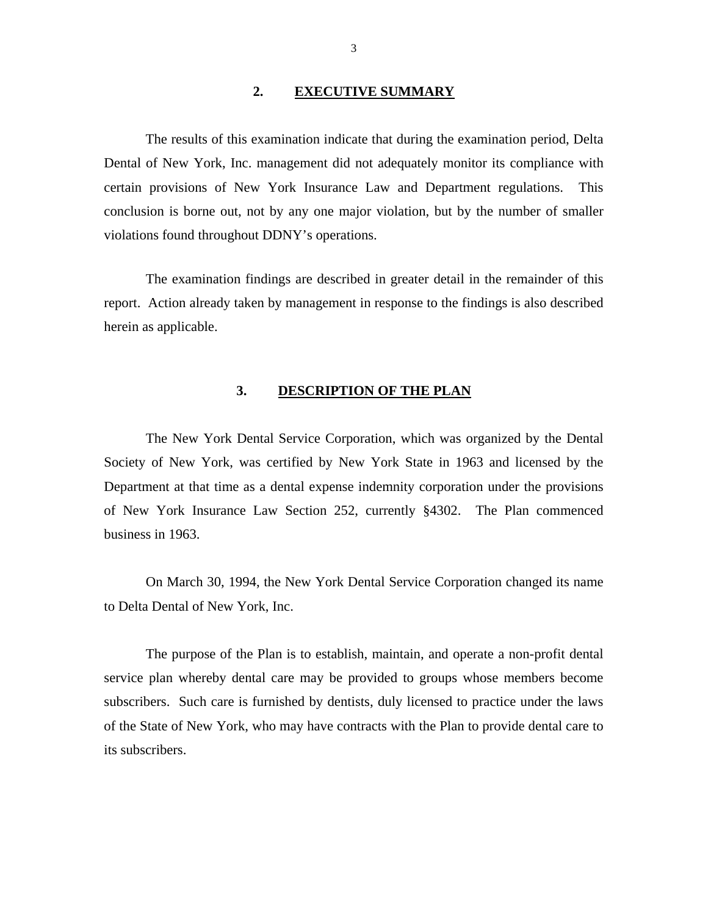## 2. EXECUTIVE SUMMARY

The results of this examination indicate that during the examination period, Delta Dental of New York, Inc. management did not adequately monitor its compliance with certain provisions of New York Insurance Law and Department regulations. This conclusion is borne out, not by any one major violation, but by the number of smaller violations found throughout DDNY's operations.

The examination findings are described in greater detail in the remainder of this report. Action already taken by management in response to the findings is also described herein as applicable.

## 3. DESCRIPTION OF THE PLAN

The New York Dental Service Corporation, which was organized by the Dental Society of New York, was certified by New York State in 1963 and licensed by the Department at that time as a dental expense indemnity corporation under the provisions of New York Insurance Law Section 252, currently §4302. The Plan commenced business in 1963.

On March 30, 1994, the New York Dental Service Corporation changed its name to Delta Dental of New York, Inc.

The purpose of the Plan is to establish, maintain, and operate a non-profit dental service plan whereby dental care may be provided to groups whose members become subscribers. Such care is furnished by dentists, duly licensed to practice under the laws of the State of New York, who may have contracts with the Plan to provide dental care to its subscribers.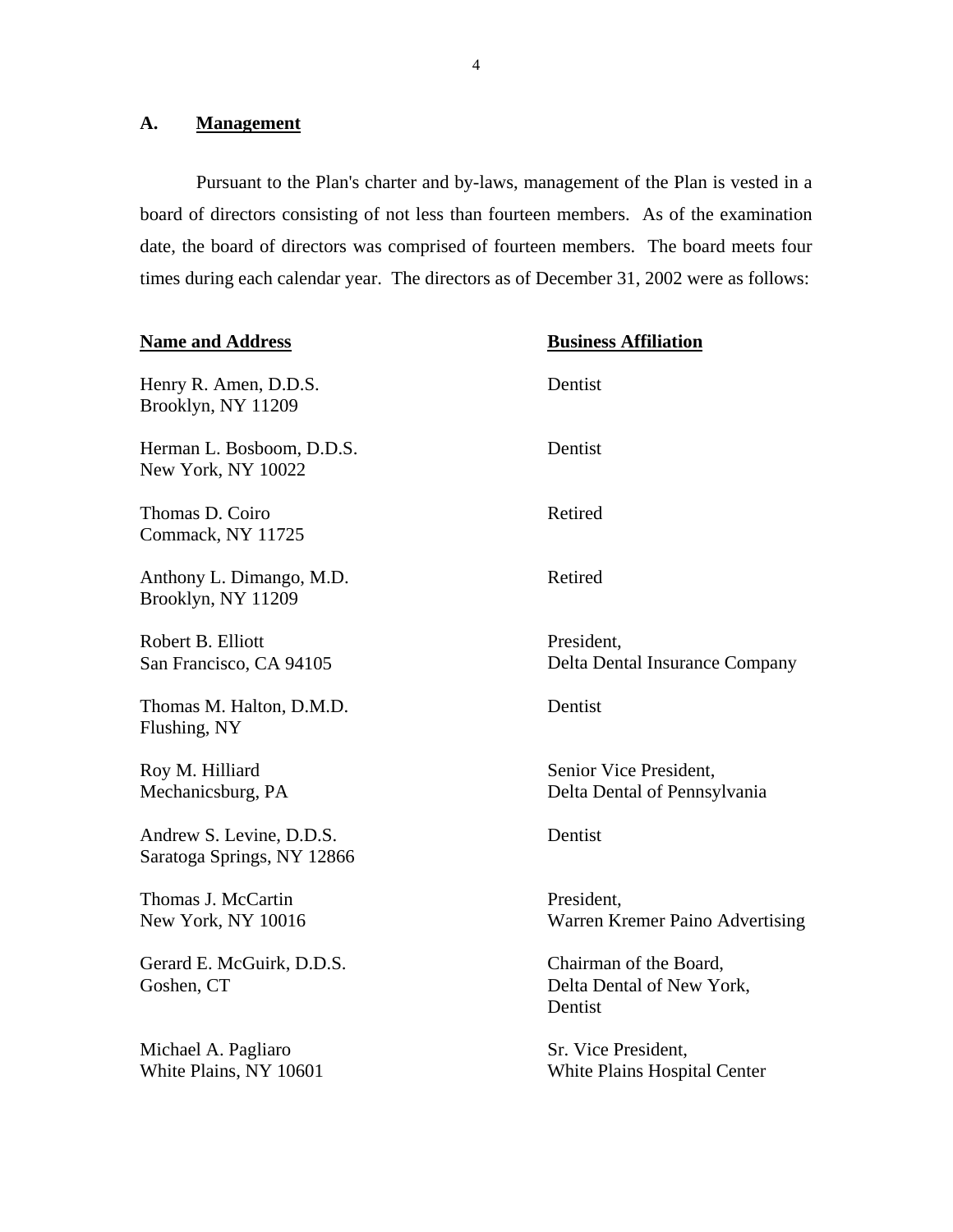## A. Management

Pursuant to the Plan's charter and by-laws, management of the Plan is vested in a board of directors consisting of not less than fourteen members. As of the examination date, the board of directors was comprised of fourteen members. The board meets four times during each calendar year. The directors as of December 31, 2002 were as follows:

| Name and Address | Business Affiliation |
|---|---|
| Henry R. Amen, D.D.S.<br>Brooklyn, NY 11209 | Dentist |
| Herman L. Bosboom, D.D.S.<br>New York, NY 10022 | Dentist |
| Thomas D. Coiro<br>Commack, NY 11725 | Retired |
| Anthony L. Dimango, M.D.<br>Brooklyn, NY 11209 | Retired |
| Robert B. Elliott<br>San Francisco, CA 94105 | President,<br>Delta Dental Insurance Company |
| Thomas M. Halton, D.M.D.<br>Flushing, NY | Dentist |
| Roy M. Hilliard<br>Mechanicsburg, PA | Senior Vice President,<br>Delta Dental of Pennsylvania |
| Andrew S. Levine, D.D.S.<br>Saratoga Springs, NY 12866 | Dentist |
| Thomas J. McCartin<br>New York, NY 10016 | President,<br>Warren Kremer Paino Advertising |
| Gerard E. McGuirk, D.D.S.<br>Goshen, CT | Chairman of the Board,<br>Delta Dental of New York,<br>Dentist |
| Michael A. Pagliaro<br>White Plains, NY 10601 | Sr. Vice President,<br>White Plains Hospital Center |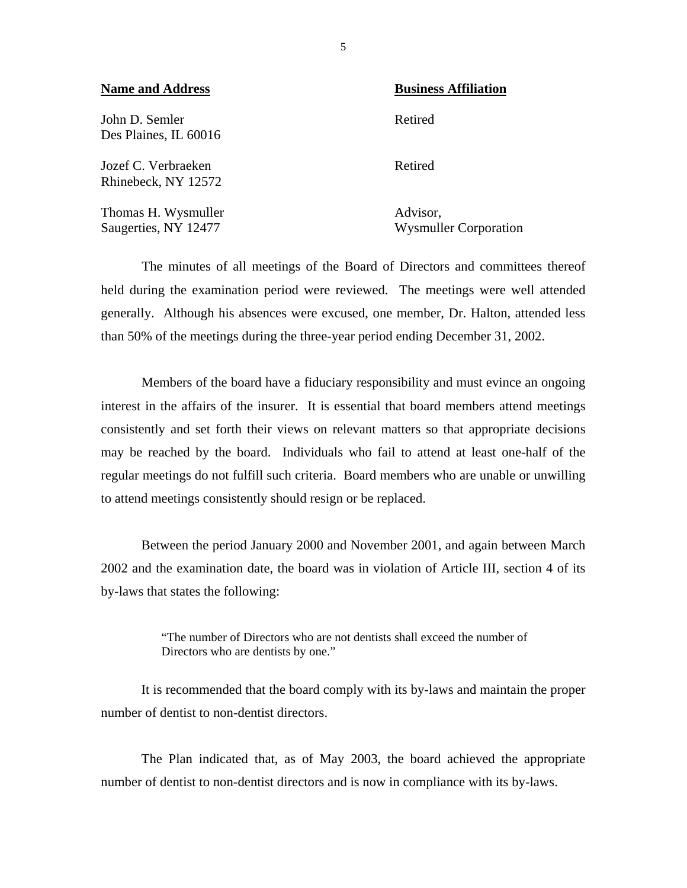| Name and Address | Business Affiliation |
|---|---|
| John D. Semler<br>Des Plaines, IL 60016 | Retired |
| Jozef C. Verbraeken<br>Rhinebeck, NY 12572 | Retired |
| Thomas H. Wysmuller<br>Saugerties, NY 12477 | Advisor,<br>Wysmuller Corporation |

The minutes of all meetings of the Board of Directors and committees thereof held during the examination period were reviewed. The meetings were well attended generally. Although his absences were excused, one member, Dr. Halton, attended less than 50% of the meetings during the three-year period ending December 31, 2002.

Members of the board have a fiduciary responsibility and must evince an ongoing interest in the affairs of the insurer. It is essential that board members attend meetings consistently and set forth their views on relevant matters so that appropriate decisions may be reached by the board. Individuals who fail to attend at least one-half of the regular meetings do not fulfill such criteria. Board members who are unable or unwilling to attend meetings consistently should resign or be replaced.

Between the period January 2000 and November 2001, and again between March 2002 and the examination date, the board was in violation of Article III, section 4 of its by-laws that states the following:

> "The number of Directors who are not dentists shall exceed the number of Directors who are dentists by one."

It is recommended that the board comply with its by-laws and maintain the proper number of dentist to non-dentist directors.

The Plan indicated that, as of May 2003, the board achieved the appropriate number of dentist to non-dentist directors and is now in compliance with its by-laws.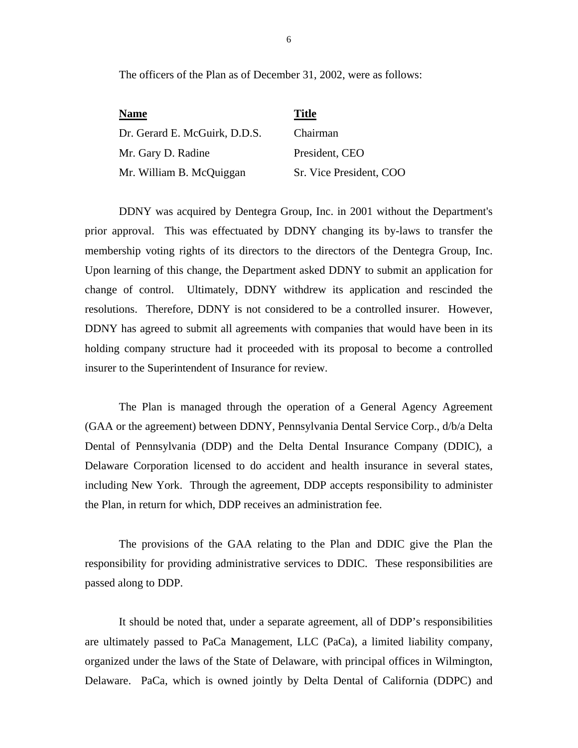The officers of the Plan as of December 31, 2002, were as follows:

| Name | Title |
| --- | --- |
| Dr. Gerard E. McGuirk, D.D.S. | Chairman |
| Mr. Gary D. Radine | President, CEO |
| Mr. William B. McQuiggan | Sr. Vice President, COO |

DDNY was acquired by Dentegra Group, Inc. in 2001 without the Department's prior approval. This was effectuated by DDNY changing its by-laws to transfer the membership voting rights of its directors to the directors of the Dentegra Group, Inc. Upon learning of this change, the Department asked DDNY to submit an application for change of control. Ultimately, DDNY withdrew its application and rescinded the resolutions. Therefore, DDNY is not considered to be a controlled insurer. However, DDNY has agreed to submit all agreements with companies that would have been in its holding company structure had it proceeded with its proposal to become a controlled insurer to the Superintendent of Insurance for review.

The Plan is managed through the operation of a General Agency Agreement (GAA or the agreement) between DDNY, Pennsylvania Dental Service Corp., d/b/a Delta Dental of Pennsylvania (DDP) and the Delta Dental Insurance Company (DDIC), a Delaware Corporation licensed to do accident and health insurance in several states, including New York. Through the agreement, DDP accepts responsibility to administer the Plan, in return for which, DDP receives an administration fee.

The provisions of the GAA relating to the Plan and DDIC give the Plan the responsibility for providing administrative services to DDIC. These responsibilities are passed along to DDP.

It should be noted that, under a separate agreement, all of DDP's responsibilities are ultimately passed to PaCa Management, LLC (PaCa), a limited liability company, organized under the laws of the State of Delaware, with principal offices in Wilmington, Delaware. PaCa, which is owned jointly by Delta Dental of California (DDPC) and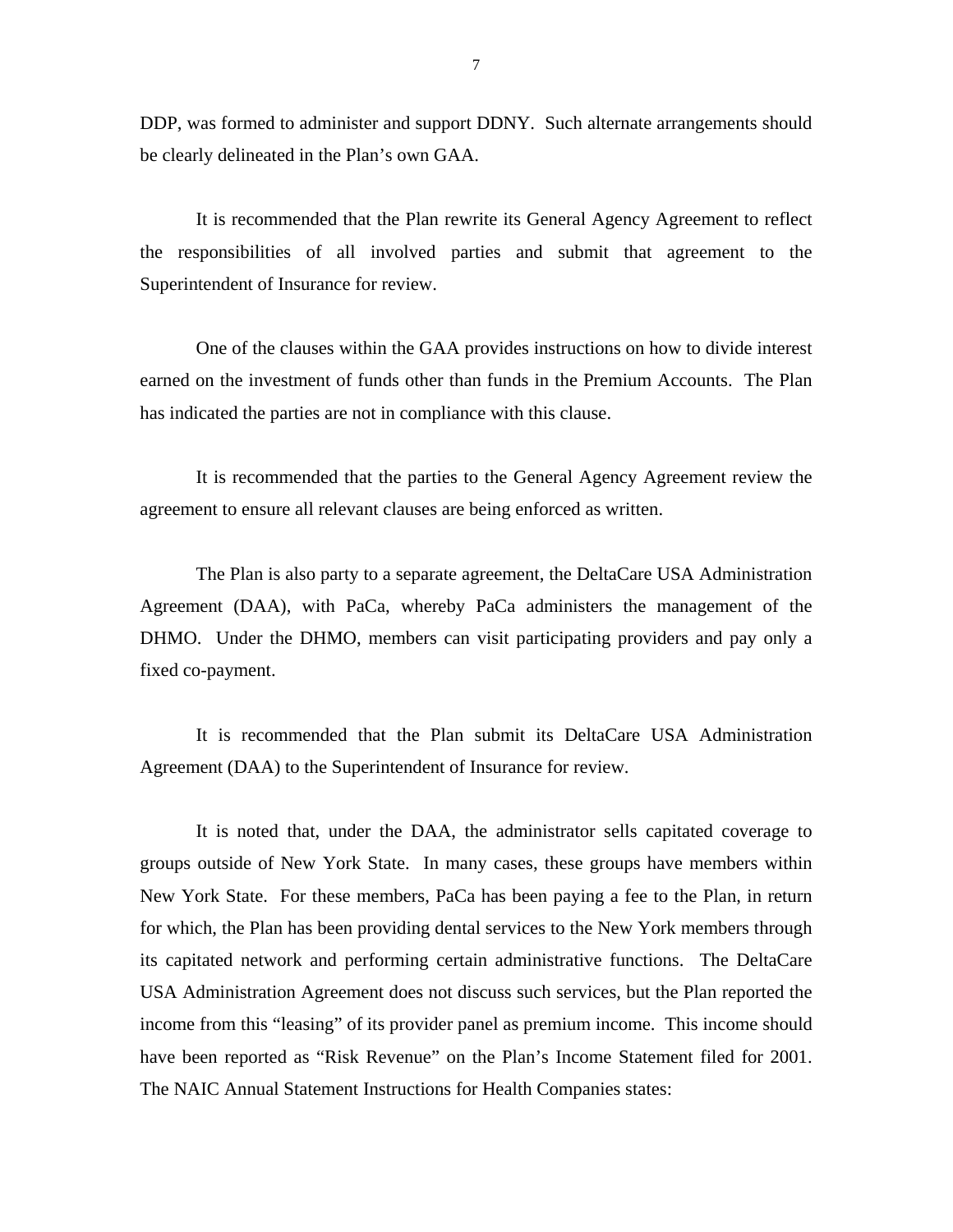DDP, was formed to administer and support DDNY. Such alternate arrangements should be clearly delineated in the Plan's own GAA.

It is recommended that the Plan rewrite its General Agency Agreement to reflect the responsibilities of all involved parties and submit that agreement to the Superintendent of Insurance for review.

One of the clauses within the GAA provides instructions on how to divide interest earned on the investment of funds other than funds in the Premium Accounts. The Plan has indicated the parties are not in compliance with this clause.

It is recommended that the parties to the General Agency Agreement review the agreement to ensure all relevant clauses are being enforced as written.

The Plan is also party to a separate agreement, the DeltaCare USA Administration Agreement (DAA), with PaCa, whereby PaCa administers the management of the DHMO. Under the DHMO, members can visit participating providers and pay only a fixed co-payment.

It is recommended that the Plan submit its DeltaCare USA Administration Agreement (DAA) to the Superintendent of Insurance for review.

It is noted that, under the DAA, the administrator sells capitated coverage to groups outside of New York State. In many cases, these groups have members within New York State. For these members, PaCa has been paying a fee to the Plan, in return for which, the Plan has been providing dental services to the New York members through its capitated network and performing certain administrative functions. The DeltaCare USA Administration Agreement does not discuss such services, but the Plan reported the income from this "leasing" of its provider panel as premium income. This income should have been reported as "Risk Revenue" on the Plan's Income Statement filed for 2001. The NAIC Annual Statement Instructions for Health Companies states: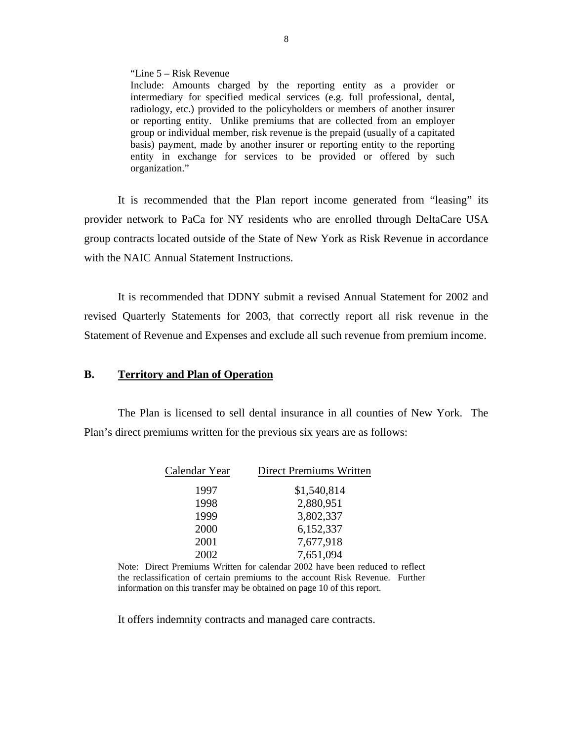> "Line 5 – Risk Revenue
> Include: Amounts charged by the reporting entity as a provider or intermediary for specified medical services (e.g. full professional, dental, radiology, etc.) provided to the policyholders or members of another insurer or reporting entity. Unlike premiums that are collected from an employer group or individual member, risk revenue is the prepaid (usually of a capitated basis) payment, made by another insurer or reporting entity to the reporting entity in exchange for services to be provided or offered by such organization."

It is recommended that the Plan report income generated from "leasing" its provider network to PaCa for NY residents who are enrolled through DeltaCare USA group contracts located outside of the State of New York as Risk Revenue in accordance with the NAIC Annual Statement Instructions.

It is recommended that DDNY submit a revised Annual Statement for 2002 and revised Quarterly Statements for 2003, that correctly report all risk revenue in the Statement of Revenue and Expenses and exclude all such revenue from premium income.

## B. Territory and Plan of Operation

The Plan is licensed to sell dental insurance in all counties of New York. The Plan's direct premiums written for the previous six years are as follows:

| Calendar Year | Direct Premiums Written |
|---|---|
| 1997 | $1,540,814 |
| 1998 | 2,880,951 |
| 1999 | 3,802,337 |
| 2000 | 6,152,337 |
| 2001 | 7,677,918 |
| 2002 | 7,651,094 |

Note: Direct Premiums Written for calendar 2002 have been reduced to reflect the reclassification of certain premiums to the account Risk Revenue. Further information on this transfer may be obtained on page 10 of this report.

It offers indemnity contracts and managed care contracts.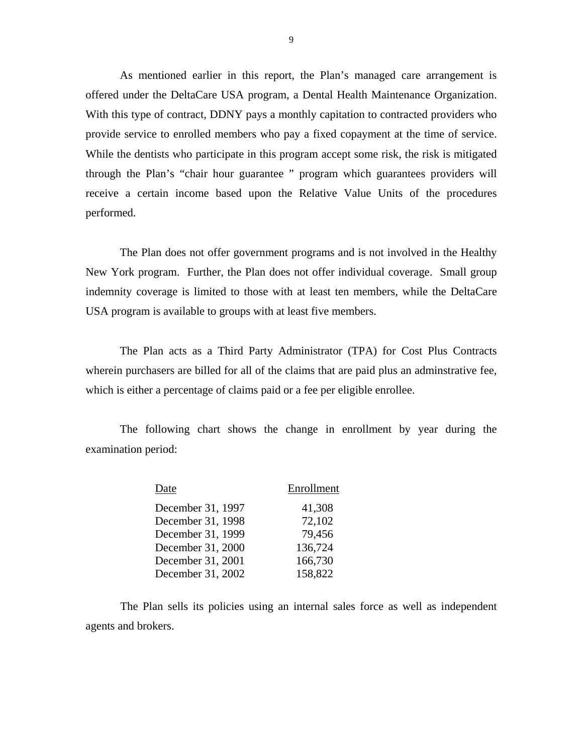As mentioned earlier in this report, the Plan's managed care arrangement is offered under the DeltaCare USA program, a Dental Health Maintenance Organization. With this type of contract, DDNY pays a monthly capitation to contracted providers who provide service to enrolled members who pay a fixed copayment at the time of service. While the dentists who participate in this program accept some risk, the risk is mitigated through the Plan's "chair hour guarantee " program which guarantees providers will receive a certain income based upon the Relative Value Units of the procedures performed.

The Plan does not offer government programs and is not involved in the Healthy New York program. Further, the Plan does not offer individual coverage. Small group indemnity coverage is limited to those with at least ten members, while the DeltaCare USA program is available to groups with at least five members.

The Plan acts as a Third Party Administrator (TPA) for Cost Plus Contracts wherein purchasers are billed for all of the claims that are paid plus an adminstrative fee, which is either a percentage of claims paid or a fee per eligible enrollee.

The following chart shows the change in enrollment by year during the examination period:

| Date | Enrollment |
|---|---|
| December 31, 1997 | 41,308 |
| December 31, 1998 | 72,102 |
| December 31, 1999 | 79,456 |
| December 31, 2000 | 136,724 |
| December 31, 2001 | 166,730 |
| December 31, 2002 | 158,822 |

The Plan sells its policies using an internal sales force as well as independent agents and brokers.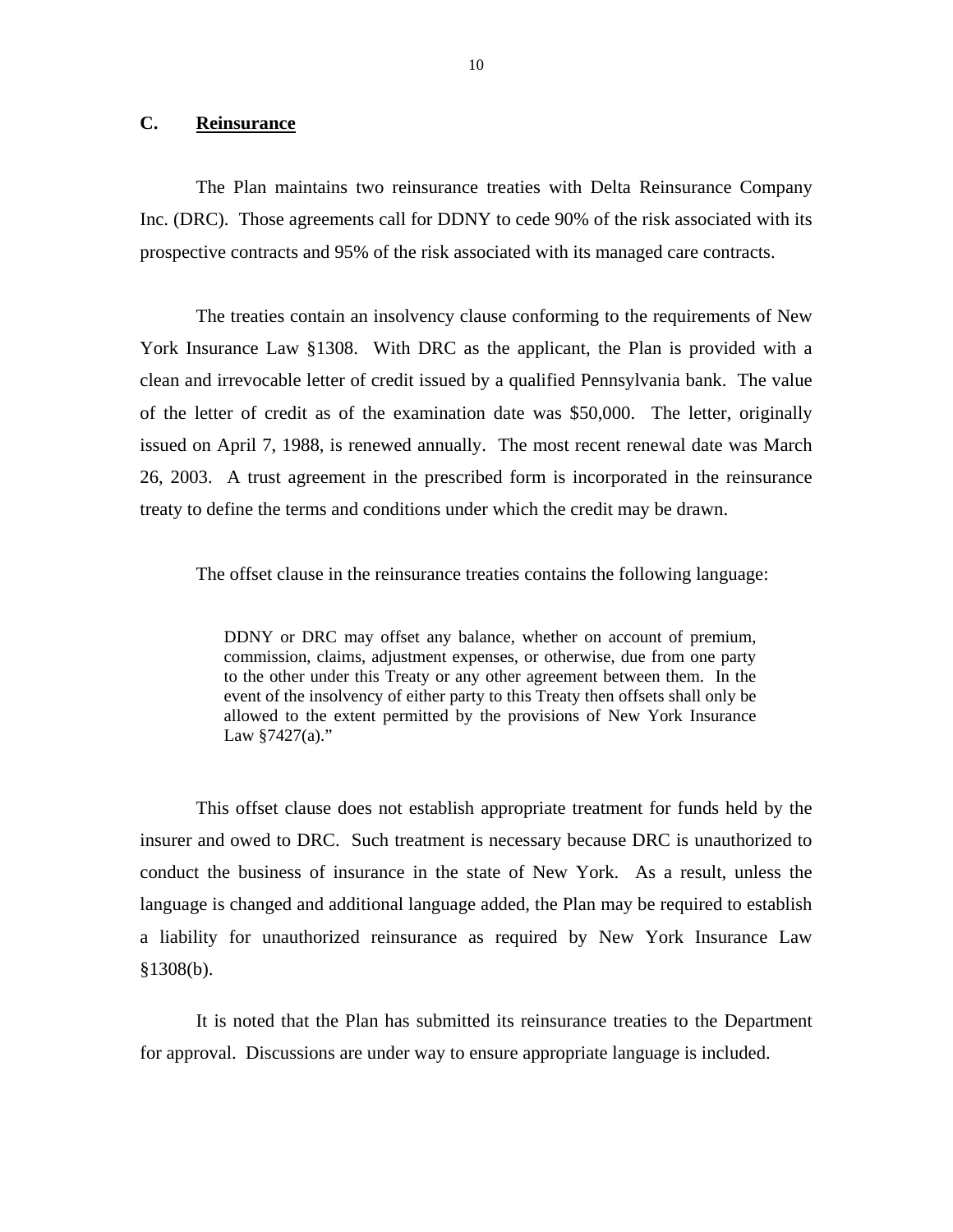## C. Reinsurance

The Plan maintains two reinsurance treaties with Delta Reinsurance Company Inc. (DRC). Those agreements call for DDNY to cede 90% of the risk associated with its prospective contracts and 95% of the risk associated with its managed care contracts.

The treaties contain an insolvency clause conforming to the requirements of New York Insurance Law §1308. With DRC as the applicant, the Plan is provided with a clean and irrevocable letter of credit issued by a qualified Pennsylvania bank. The value of the letter of credit as of the examination date was $50,000. The letter, originally issued on April 7, 1988, is renewed annually. The most recent renewal date was March 26, 2003. A trust agreement in the prescribed form is incorporated in the reinsurance treaty to define the terms and conditions under which the credit may be drawn.

The offset clause in the reinsurance treaties contains the following language:

> DDNY or DRC may offset any balance, whether on account of premium, commission, claims, adjustment expenses, or otherwise, due from one party to the other under this Treaty or any other agreement between them. In the event of the insolvency of either party to this Treaty then offsets shall only be allowed to the extent permitted by the provisions of New York Insurance Law §7427(a)."

This offset clause does not establish appropriate treatment for funds held by the insurer and owed to DRC. Such treatment is necessary because DRC is unauthorized to conduct the business of insurance in the state of New York. As a result, unless the language is changed and additional language added, the Plan may be required to establish a liability for unauthorized reinsurance as required by New York Insurance Law §1308(b).

It is noted that the Plan has submitted its reinsurance treaties to the Department for approval. Discussions are under way to ensure appropriate language is included.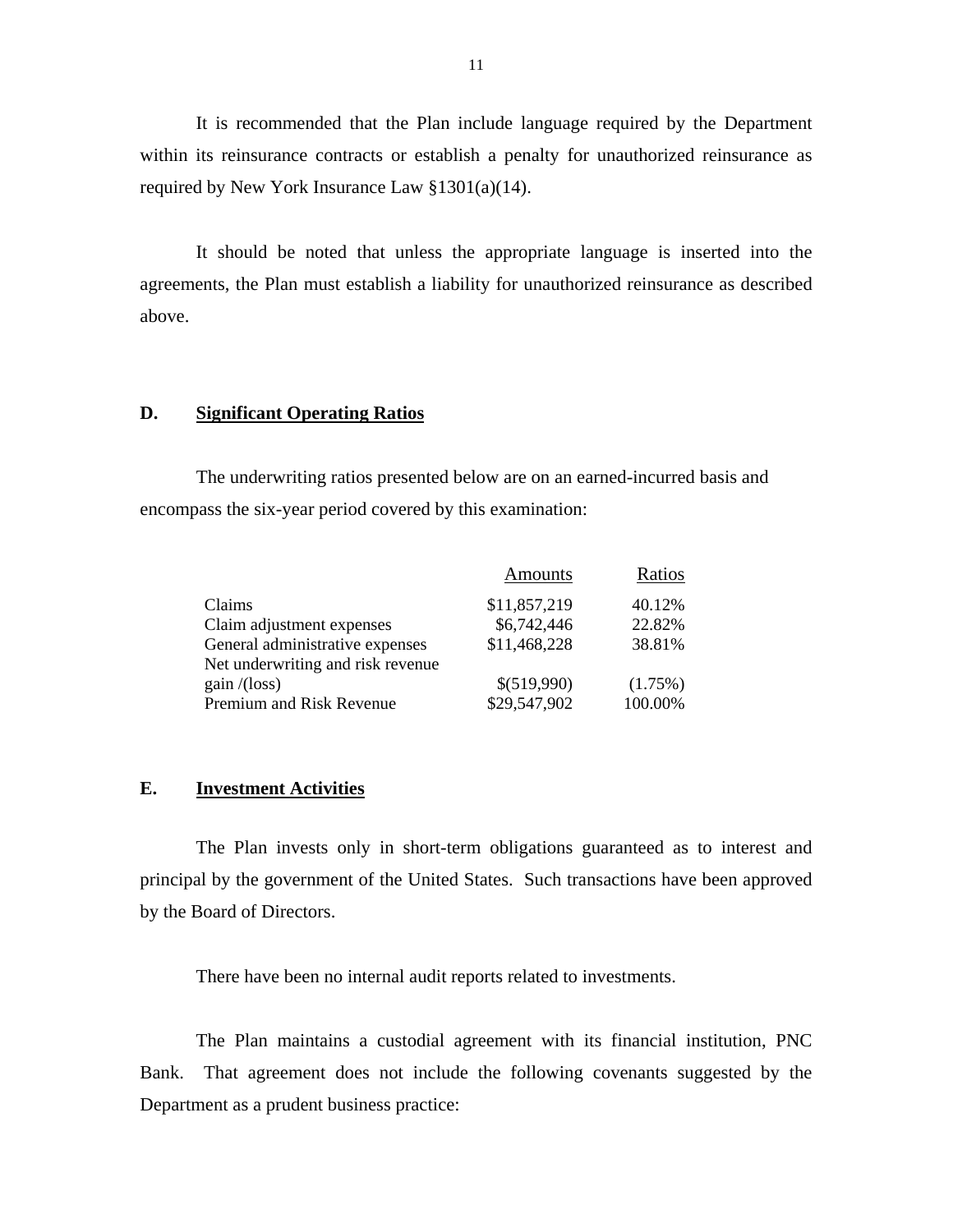It is recommended that the Plan include language required by the Department within its reinsurance contracts or establish a penalty for unauthorized reinsurance as required by New York Insurance Law §1301(a)(14).

It should be noted that unless the appropriate language is inserted into the agreements, the Plan must establish a liability for unauthorized reinsurance as described above.

## D. Significant Operating Ratios

The underwriting ratios presented below are on an earned-incurred basis and encompass the six-year period covered by this examination:

| | Amounts | Ratios |
|---|---|---|
| Claims | $11,857,219 | 40.12% |
| Claim adjustment expenses | $6,742,446 | 22.82% |
| General administrative expenses | $11,468,228 | 38.81% |
| Net underwriting and risk revenue gain /(loss) | $(519,990) | (1.75%) |
| Premium and Risk Revenue | $29,547,902 | 100.00% |

## E. Investment Activities

The Plan invests only in short-term obligations guaranteed as to interest and principal by the government of the United States. Such transactions have been approved by the Board of Directors.

There have been no internal audit reports related to investments.

The Plan maintains a custodial agreement with its financial institution, PNC Bank. That agreement does not include the following covenants suggested by the Department as a prudent business practice: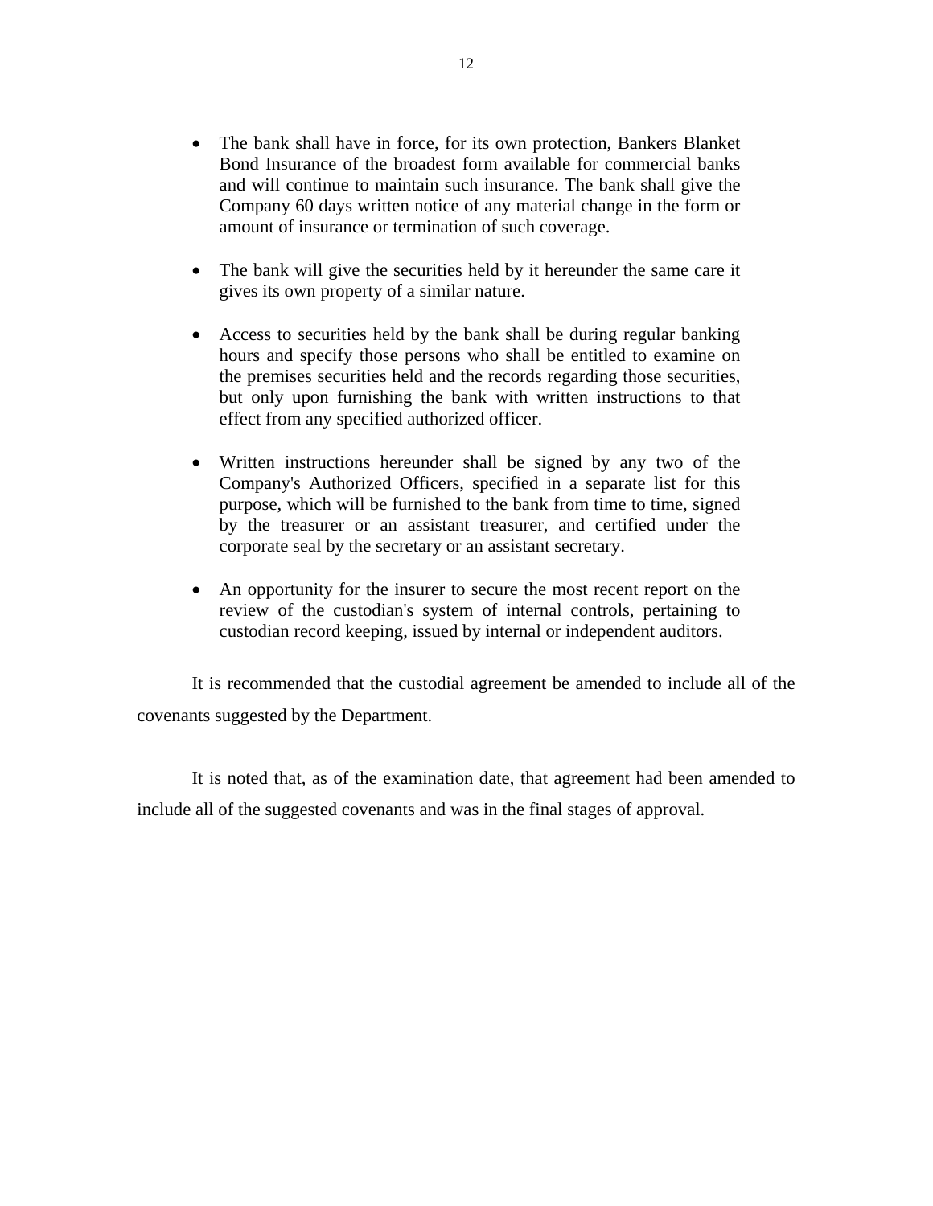- The bank shall have in force, for its own protection, Bankers Blanket Bond Insurance of the broadest form available for commercial banks and will continue to maintain such insurance. The bank shall give the Company 60 days written notice of any material change in the form or amount of insurance or termination of such coverage.

- The bank will give the securities held by it hereunder the same care it gives its own property of a similar nature.

- Access to securities held by the bank shall be during regular banking hours and specify those persons who shall be entitled to examine on the premises securities held and the records regarding those securities, but only upon furnishing the bank with written instructions to that effect from any specified authorized officer.

- Written instructions hereunder shall be signed by any two of the Company's Authorized Officers, specified in a separate list for this purpose, which will be furnished to the bank from time to time, signed by the treasurer or an assistant treasurer, and certified under the corporate seal by the secretary or an assistant secretary.

- An opportunity for the insurer to secure the most recent report on the review of the custodian's system of internal controls, pertaining to custodian record keeping, issued by internal or independent auditors.

It is recommended that the custodial agreement be amended to include all of the covenants suggested by the Department.

It is noted that, as of the examination date, that agreement had been amended to include all of the suggested covenants and was in the final stages of approval.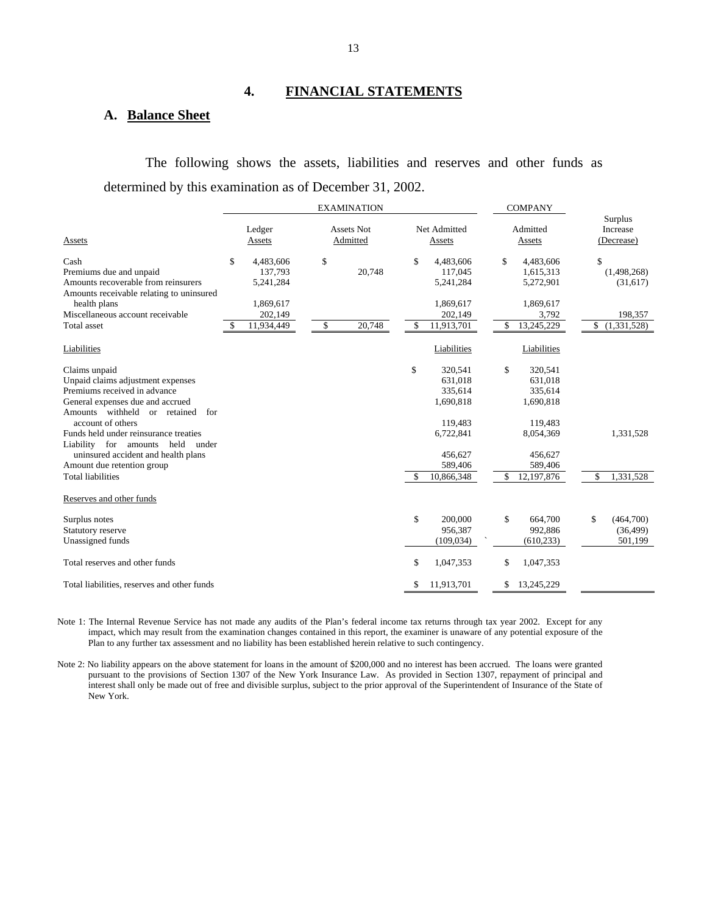## 4. FINANCIAL STATEMENTS

### A. Balance Sheet

The following shows the assets, liabilities and reserves and other funds as determined by this examination as of December 31, 2002.

| | EXAMINATION | | | COMPANY | |
|---|---|---|---|---|---|
| Assets | Ledger Assets | Assets Not Admitted | Net Admitted Assets | Admitted Assets | Surplus Increase (Decrease) |
| Cash | $ 4,483,606 | $ | $ 4,483,606 | $ 4,483,606 | $ |
| Premiums due and unpaid | 137,793 | 20,748 | 117,045 | 1,615,313 | (1,498,268) |
| Amounts recoverable from reinsurers | 5,241,284 | | 5,241,284 | 5,272,901 | (31,617) |
| Amounts receivable relating to uninsured health plans | 1,869,617 | | 1,869,617 | 1,869,617 | |
| Miscellaneous account receivable | 202,149 | | 202,149 | 3,792 | 198,357 |
| Total asset | $ 11,934,449 | $ 20,748 | $ 11,913,701 | $ 13,245,229 | $ (1,331,528) |
| Liabilities | | | Liabilities | Liabilities | |
| Claims unpaid | | | $ 320,541 | $ 320,541 | |
| Unpaid claims adjustment expenses | | | 631,018 | 631,018 | |
| Premiums received in advance | | | 335,614 | 335,614 | |
| General expenses due and accrued | | | 1,690,818 | 1,690,818 | |
| Amounts withheld or retained for account of others | | | 119,483 | 119,483 | |
| Funds held under reinsurance treaties | | | 6,722,841 | 8,054,369 | 1,331,528 |
| Liability for amounts held under uninsured accident and health plans | | | 456,627 | 456,627 | |
| Amount due retention group | | | 589,406 | 589,406 | |
| Total liabilities | | | $ 10,866,348 | $ 12,197,876 | $ 1,331,528 |
| Reserves and other funds | | | | | |
| Surplus notes | | | $ 200,000 | $ 664,700 | $ (464,700) |
| Statutory reserve | | | 956,387 | 992,886 | (36,499) |
| Unassigned funds | | | (109,034) | (610,233) | 501,199 |
| Total reserves and other funds | | | $ 1,047,353 | $ 1,047,353 | |
| Total liabilities, reserves and other funds | | | $ 11,913,701 | $ 13,245,229 | |

Note 1: The Internal Revenue Service has not made any audits of the Plan's federal income tax returns through tax year 2002. Except for any impact, which may result from the examination changes contained in this report, the examiner is unaware of any potential exposure of the Plan to any further tax assessment and no liability has been established herein relative to such contingency.

Note 2: No liability appears on the above statement for loans in the amount of $200,000 and no interest has been accrued. The loans were granted pursuant to the provisions of Section 1307 of the New York Insurance Law. As provided in Section 1307, repayment of principal and interest shall only be made out of free and divisible surplus, subject to the prior approval of the Superintendent of Insurance of the State of New York.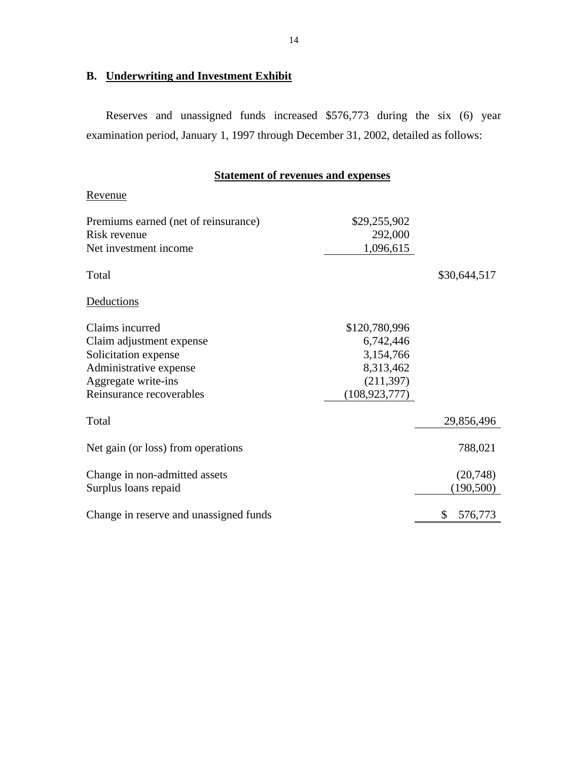## B. Underwriting and Investment Exhibit

Reserves and unassigned funds increased $576,773 during the six (6) year examination period, January 1, 1997 through December 31, 2002, detailed as follows:

**Statement of revenues and expenses**

| | | |
|---|---|---|
| Revenue | | |
| Premiums earned (net of reinsurance) | $29,255,902 | |
| Risk revenue | 292,000 | |
| Net investment income | 1,096,615 | |
| Total | | $30,644,517 |
| Deductions | | |
| Claims incurred | $120,780,996 | |
| Claim adjustment expense | 6,742,446 | |
| Solicitation expense | 3,154,766 | |
| Administrative expense | 8,313,462 | |
| Aggregate write-ins | (211,397) | |
| Reinsurance recoverables | (108,923,777) | |
| Total | | 29,856,496 |
| Net gain (or loss) from operations | | 788,021 |
| Change in non-admitted assets | | (20,748) |
| Surplus loans repaid | | (190,500) |
| Change in reserve and unassigned funds | | $ 576,773 |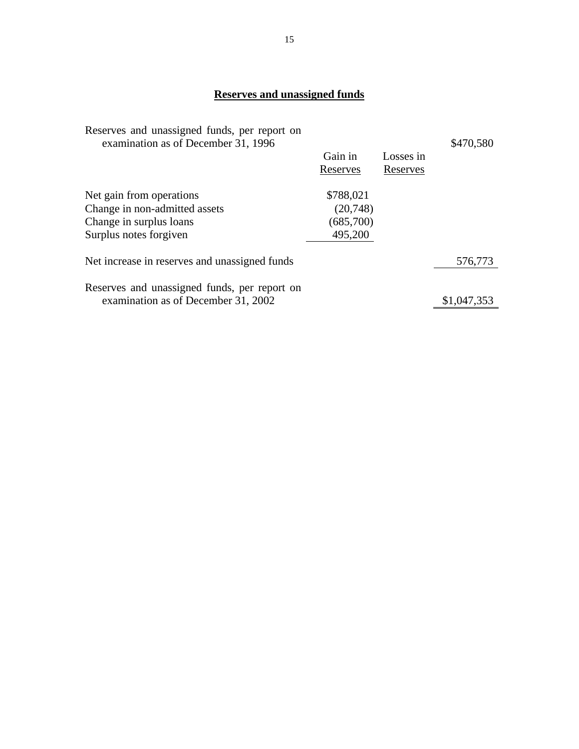## Reserves and unassigned funds

| | Gain in Reserves | Losses in Reserves | |
|---|---|---|---|
| Reserves and unassigned funds, per report on examination as of December 31, 1996 | | | $470,580 |
| Net gain from operations | $788,021 | | |
| Change in non-admitted assets | (20,748) | | |
| Change in surplus loans | (685,700) | | |
| Surplus notes forgiven | 495,200 | | |
| Net increase in reserves and unassigned funds | | | 576,773 |
| Reserves and unassigned funds, per report on examination as of December 31, 2002 | | | $1,047,353 |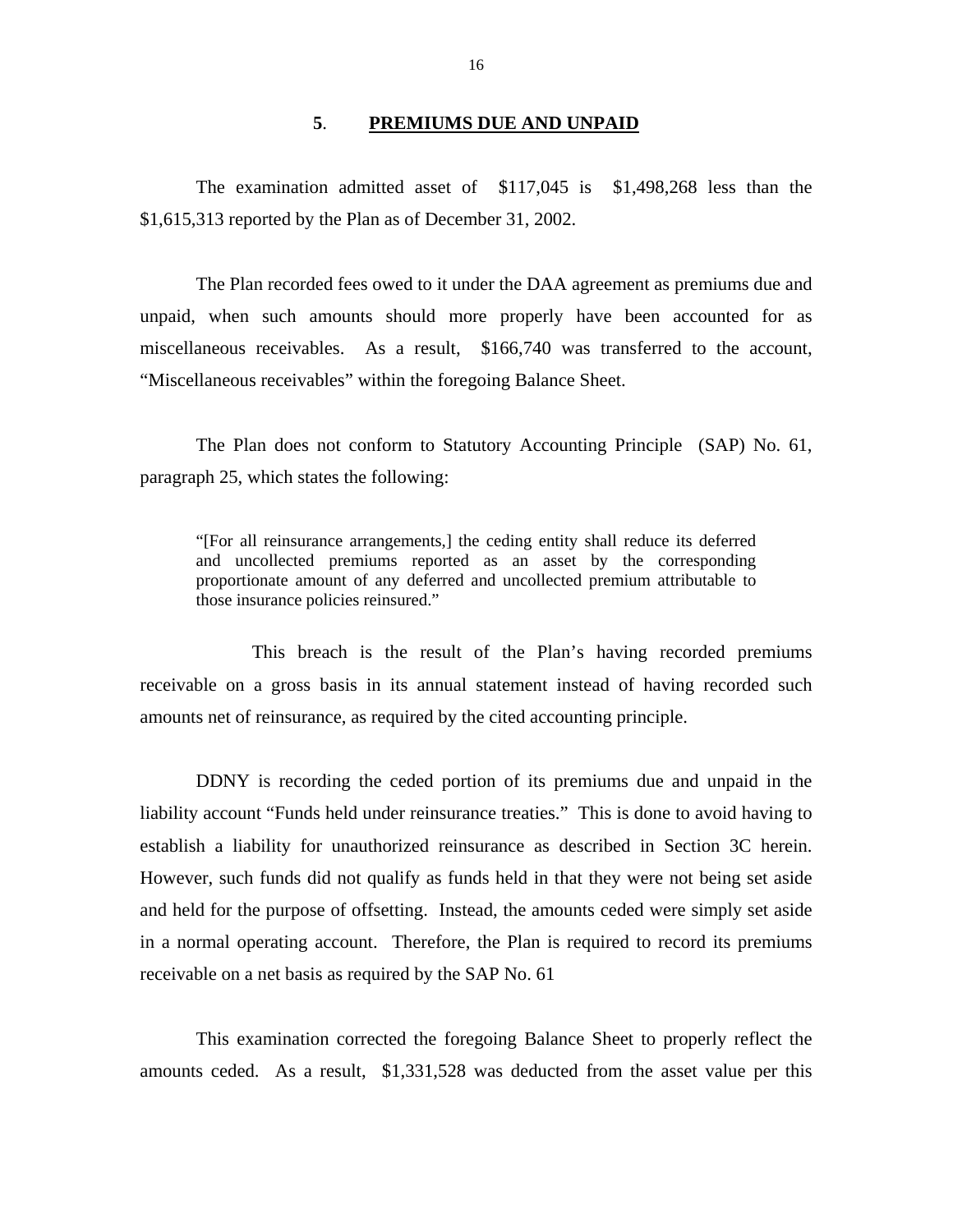## 5. PREMIUMS DUE AND UNPAID

The examination admitted asset of $117,045 is $1,498,268 less than the $1,615,313 reported by the Plan as of December 31, 2002.

The Plan recorded fees owed to it under the DAA agreement as premiums due and unpaid, when such amounts should more properly have been accounted for as miscellaneous receivables. As a result, $166,740 was transferred to the account, "Miscellaneous receivables" within the foregoing Balance Sheet.

The Plan does not conform to Statutory Accounting Principle (SAP) No. 61, paragraph 25, which states the following:

> "[For all reinsurance arrangements,] the ceding entity shall reduce its deferred and uncollected premiums reported as an asset by the corresponding proportionate amount of any deferred and uncollected premium attributable to those insurance policies reinsured."

This breach is the result of the Plan's having recorded premiums receivable on a gross basis in its annual statement instead of having recorded such amounts net of reinsurance, as required by the cited accounting principle.

DDNY is recording the ceded portion of its premiums due and unpaid in the liability account "Funds held under reinsurance treaties." This is done to avoid having to establish a liability for unauthorized reinsurance as described in Section 3C herein. However, such funds did not qualify as funds held in that they were not being set aside and held for the purpose of offsetting. Instead, the amounts ceded were simply set aside in a normal operating account. Therefore, the Plan is required to record its premiums receivable on a net basis as required by the SAP No. 61

This examination corrected the foregoing Balance Sheet to properly reflect the amounts ceded. As a result, $1,331,528 was deducted from the asset value per this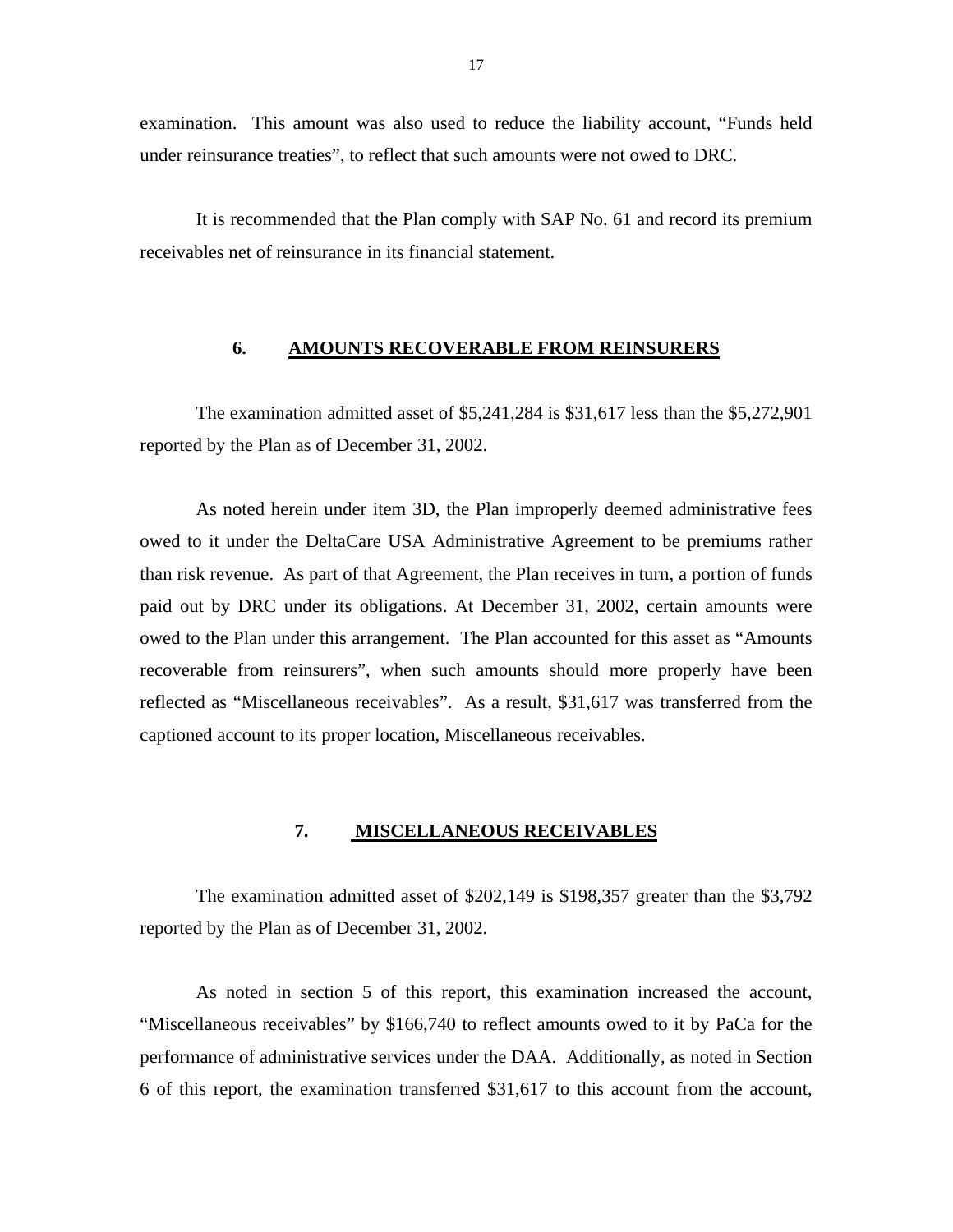examination. This amount was also used to reduce the liability account, "Funds held under reinsurance treaties", to reflect that such amounts were not owed to DRC.

It is recommended that the Plan comply with SAP No. 61 and record its premium receivables net of reinsurance in its financial statement.

## 6. AMOUNTS RECOVERABLE FROM REINSURERS

The examination admitted asset of $5,241,284 is $31,617 less than the $5,272,901 reported by the Plan as of December 31, 2002.

As noted herein under item 3D, the Plan improperly deemed administrative fees owed to it under the DeltaCare USA Administrative Agreement to be premiums rather than risk revenue. As part of that Agreement, the Plan receives in turn, a portion of funds paid out by DRC under its obligations. At December 31, 2002, certain amounts were owed to the Plan under this arrangement. The Plan accounted for this asset as "Amounts recoverable from reinsurers", when such amounts should more properly have been reflected as "Miscellaneous receivables". As a result, $31,617 was transferred from the captioned account to its proper location, Miscellaneous receivables.

## 7. MISCELLANEOUS RECEIVABLES

The examination admitted asset of $202,149 is $198,357 greater than the $3,792 reported by the Plan as of December 31, 2002.

As noted in section 5 of this report, this examination increased the account, "Miscellaneous receivables" by $166,740 to reflect amounts owed to it by PaCa for the performance of administrative services under the DAA. Additionally, as noted in Section 6 of this report, the examination transferred $31,617 to this account from the account,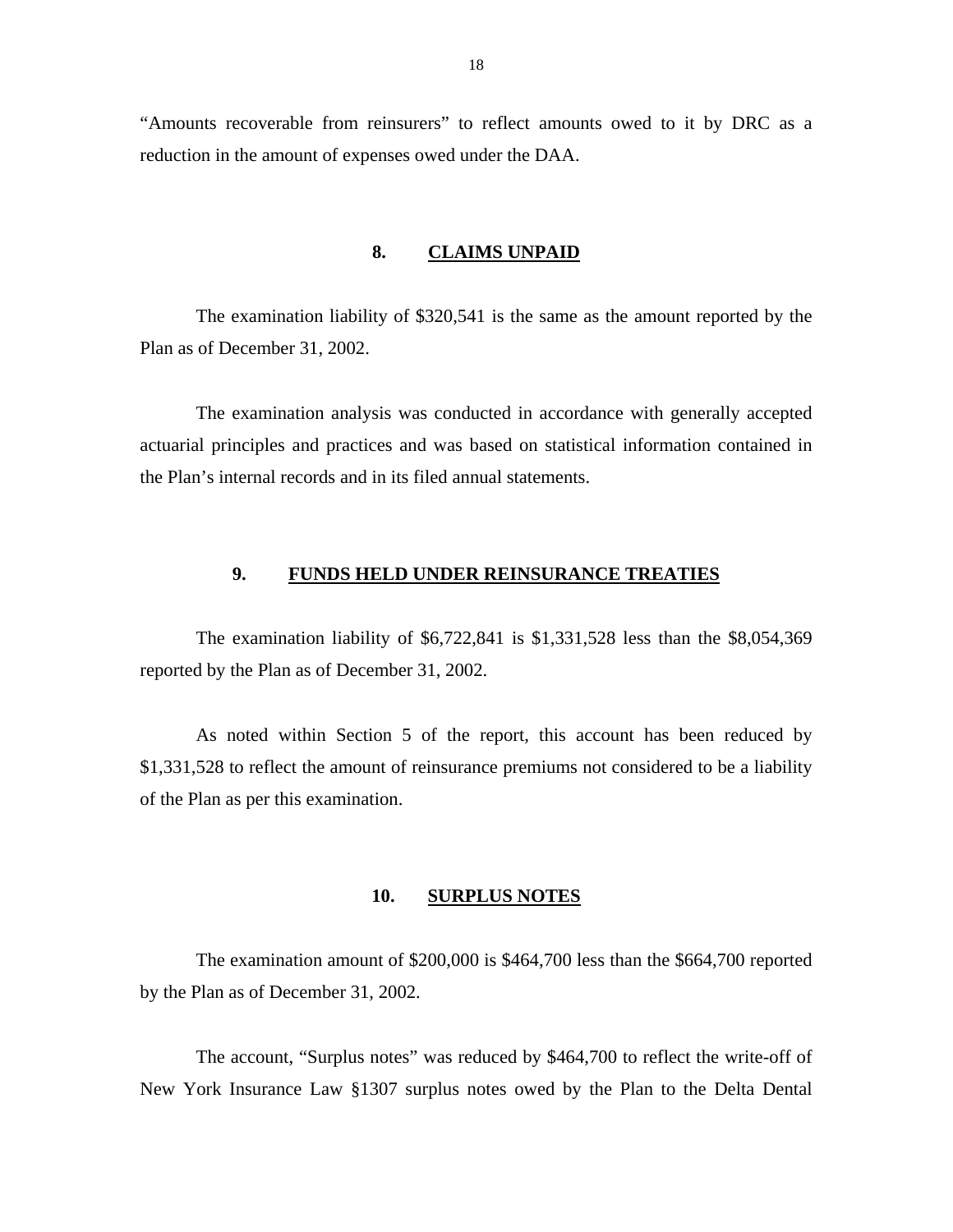"Amounts recoverable from reinsurers" to reflect amounts owed to it by DRC as a reduction in the amount of expenses owed under the DAA.

## 8. CLAIMS UNPAID

The examination liability of $320,541 is the same as the amount reported by the Plan as of December 31, 2002.

The examination analysis was conducted in accordance with generally accepted actuarial principles and practices and was based on statistical information contained in the Plan's internal records and in its filed annual statements.

## 9. FUNDS HELD UNDER REINSURANCE TREATIES

The examination liability of $6,722,841 is $1,331,528 less than the $8,054,369 reported by the Plan as of December 31, 2002.

As noted within Section 5 of the report, this account has been reduced by $1,331,528 to reflect the amount of reinsurance premiums not considered to be a liability of the Plan as per this examination.

## 10. SURPLUS NOTES

The examination amount of $200,000 is $464,700 less than the $664,700 reported by the Plan as of December 31, 2002.

The account, "Surplus notes" was reduced by $464,700 to reflect the write-off of New York Insurance Law §1307 surplus notes owed by the Plan to the Delta Dental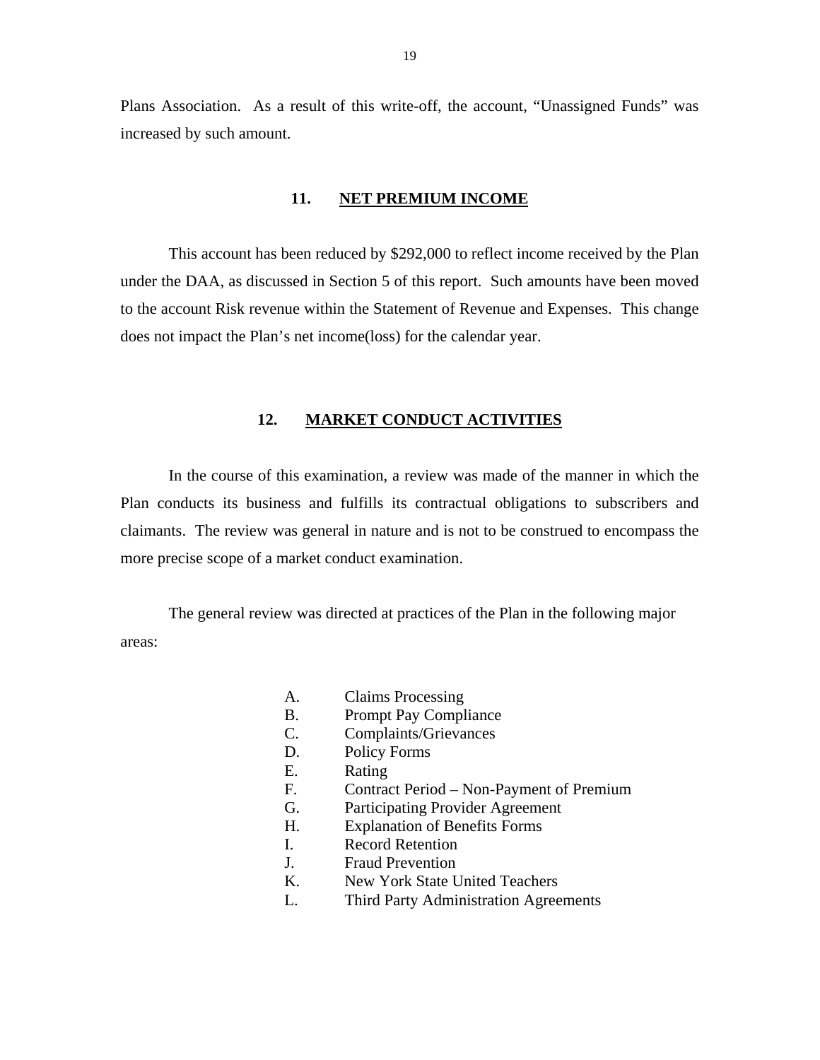Plans Association. As a result of this write-off, the account, "Unassigned Funds" was increased by such amount.

## 11. NET PREMIUM INCOME

This account has been reduced by $292,000 to reflect income received by the Plan under the DAA, as discussed in Section 5 of this report. Such amounts have been moved to the account Risk revenue within the Statement of Revenue and Expenses. This change does not impact the Plan's net income(loss) for the calendar year.

## 12. MARKET CONDUCT ACTIVITIES

In the course of this examination, a review was made of the manner in which the Plan conducts its business and fulfills its contractual obligations to subscribers and claimants. The review was general in nature and is not to be construed to encompass the more precise scope of a market conduct examination.

The general review was directed at practices of the Plan in the following major areas:

A. Claims Processing
B. Prompt Pay Compliance
C. Complaints/Grievances
D. Policy Forms
E. Rating
F. Contract Period – Non-Payment of Premium
G. Participating Provider Agreement
H. Explanation of Benefits Forms
I. Record Retention
J. Fraud Prevention
K. New York State United Teachers
L. Third Party Administration Agreements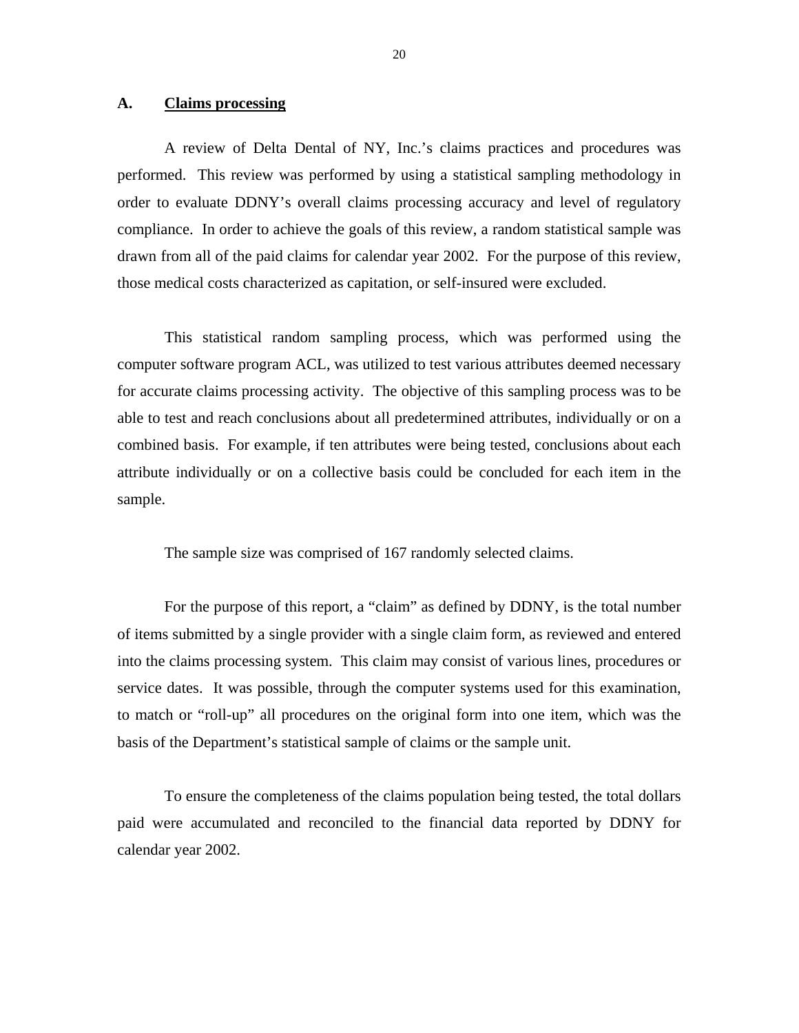## A. Claims processing

A review of Delta Dental of NY, Inc.'s claims practices and procedures was performed. This review was performed by using a statistical sampling methodology in order to evaluate DDNY's overall claims processing accuracy and level of regulatory compliance. In order to achieve the goals of this review, a random statistical sample was drawn from all of the paid claims for calendar year 2002. For the purpose of this review, those medical costs characterized as capitation, or self-insured were excluded.

This statistical random sampling process, which was performed using the computer software program ACL, was utilized to test various attributes deemed necessary for accurate claims processing activity. The objective of this sampling process was to be able to test and reach conclusions about all predetermined attributes, individually or on a combined basis. For example, if ten attributes were being tested, conclusions about each attribute individually or on a collective basis could be concluded for each item in the sample.

The sample size was comprised of 167 randomly selected claims.

For the purpose of this report, a "claim" as defined by DDNY, is the total number of items submitted by a single provider with a single claim form, as reviewed and entered into the claims processing system. This claim may consist of various lines, procedures or service dates. It was possible, through the computer systems used for this examination, to match or "roll-up" all procedures on the original form into one item, which was the basis of the Department's statistical sample of claims or the sample unit.

To ensure the completeness of the claims population being tested, the total dollars paid were accumulated and reconciled to the financial data reported by DDNY for calendar year 2002.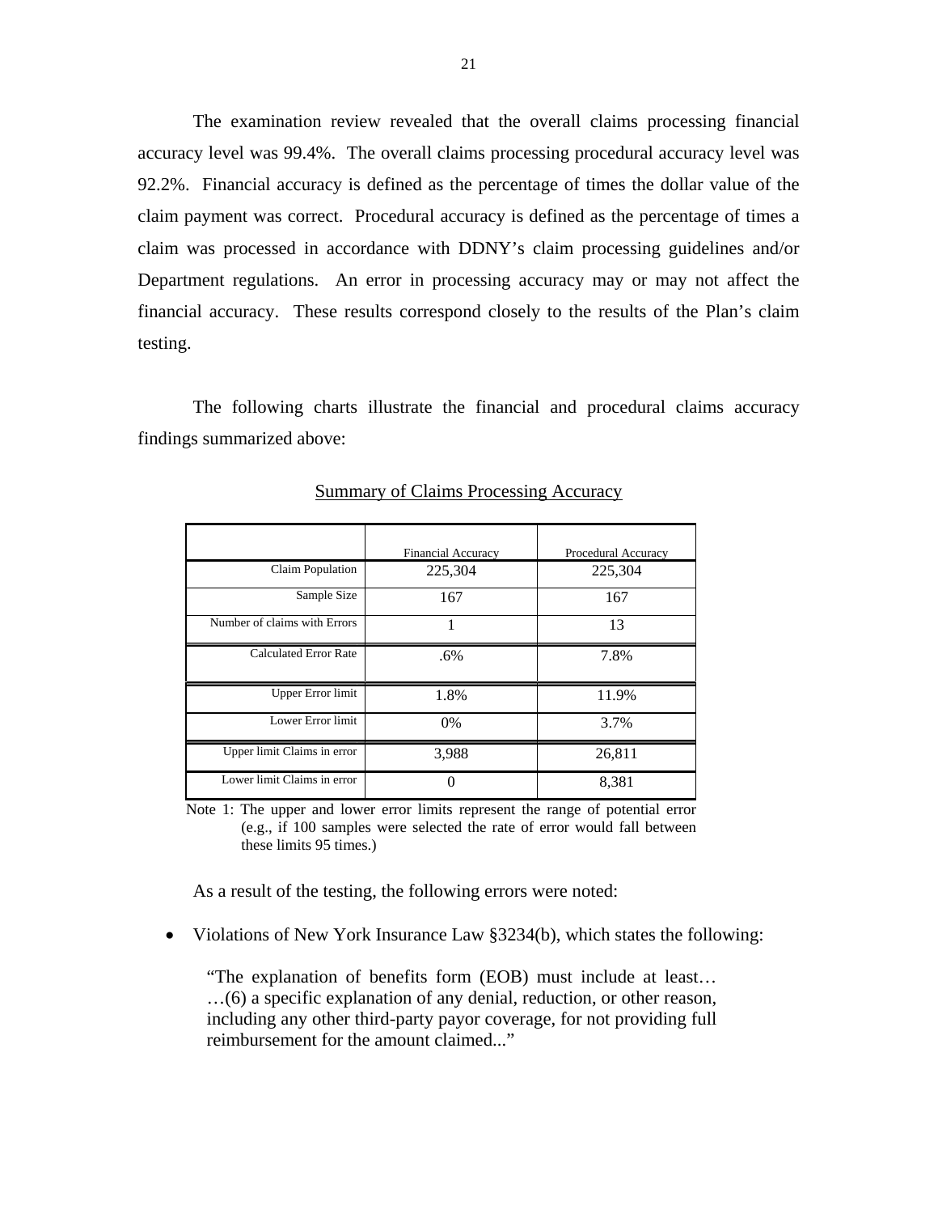The examination review revealed that the overall claims processing financial accuracy level was 99.4%. The overall claims processing procedural accuracy level was 92.2%. Financial accuracy is defined as the percentage of times the dollar value of the claim payment was correct. Procedural accuracy is defined as the percentage of times a claim was processed in accordance with DDNY's claim processing guidelines and/or Department regulations. An error in processing accuracy may or may not affect the financial accuracy. These results correspond closely to the results of the Plan's claim testing.

The following charts illustrate the financial and procedural claims accuracy findings summarized above:

Summary of Claims Processing Accuracy

| | Financial Accuracy | Procedural Accuracy |
|---|---|---|
| Claim Population | 225,304 | 225,304 |
| Sample Size | 167 | 167 |
| Number of claims with Errors | 1 | 13 |
| Calculated Error Rate | .6% | 7.8% |
| Upper Error limit | 1.8% | 11.9% |
| Lower Error limit | 0% | 3.7% |
| Upper limit Claims in error | 3,988 | 26,811 |
| Lower limit Claims in error | 0 | 8,381 |

Note 1: The upper and lower error limits represent the range of potential error (e.g., if 100 samples were selected the rate of error would fall between these limits 95 times.)

As a result of the testing, the following errors were noted:

- Violations of New York Insurance Law §3234(b), which states the following:

  "The explanation of benefits form (EOB) must include at least… …(6) a specific explanation of any denial, reduction, or other reason, including any other third-party payor coverage, for not providing full reimbursement for the amount claimed..."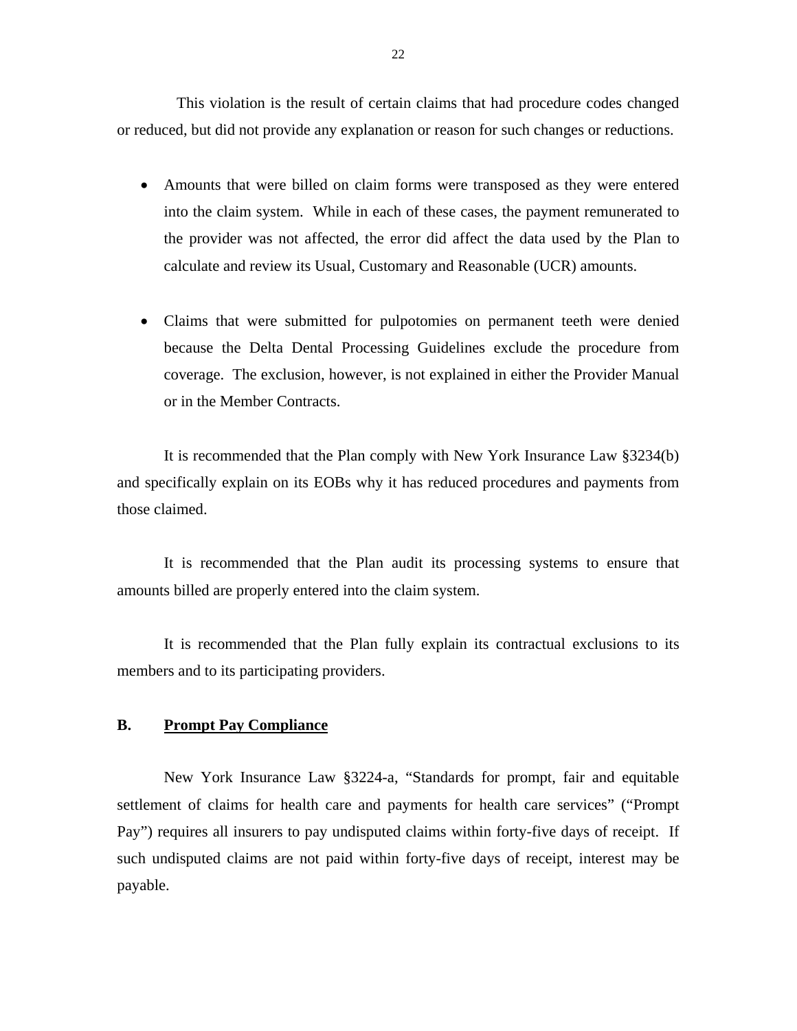This violation is the result of certain claims that had procedure codes changed or reduced, but did not provide any explanation or reason for such changes or reductions.

- Amounts that were billed on claim forms were transposed as they were entered into the claim system. While in each of these cases, the payment remunerated to the provider was not affected, the error did affect the data used by the Plan to calculate and review its Usual, Customary and Reasonable (UCR) amounts.

- Claims that were submitted for pulpotomies on permanent teeth were denied because the Delta Dental Processing Guidelines exclude the procedure from coverage. The exclusion, however, is not explained in either the Provider Manual or in the Member Contracts.

It is recommended that the Plan comply with New York Insurance Law §3234(b) and specifically explain on its EOBs why it has reduced procedures and payments from those claimed.

It is recommended that the Plan audit its processing systems to ensure that amounts billed are properly entered into the claim system.

It is recommended that the Plan fully explain its contractual exclusions to its members and to its participating providers.

## B. Prompt Pay Compliance

New York Insurance Law §3224-a, "Standards for prompt, fair and equitable settlement of claims for health care and payments for health care services" ("Prompt Pay") requires all insurers to pay undisputed claims within forty-five days of receipt. If such undisputed claims are not paid within forty-five days of receipt, interest may be payable.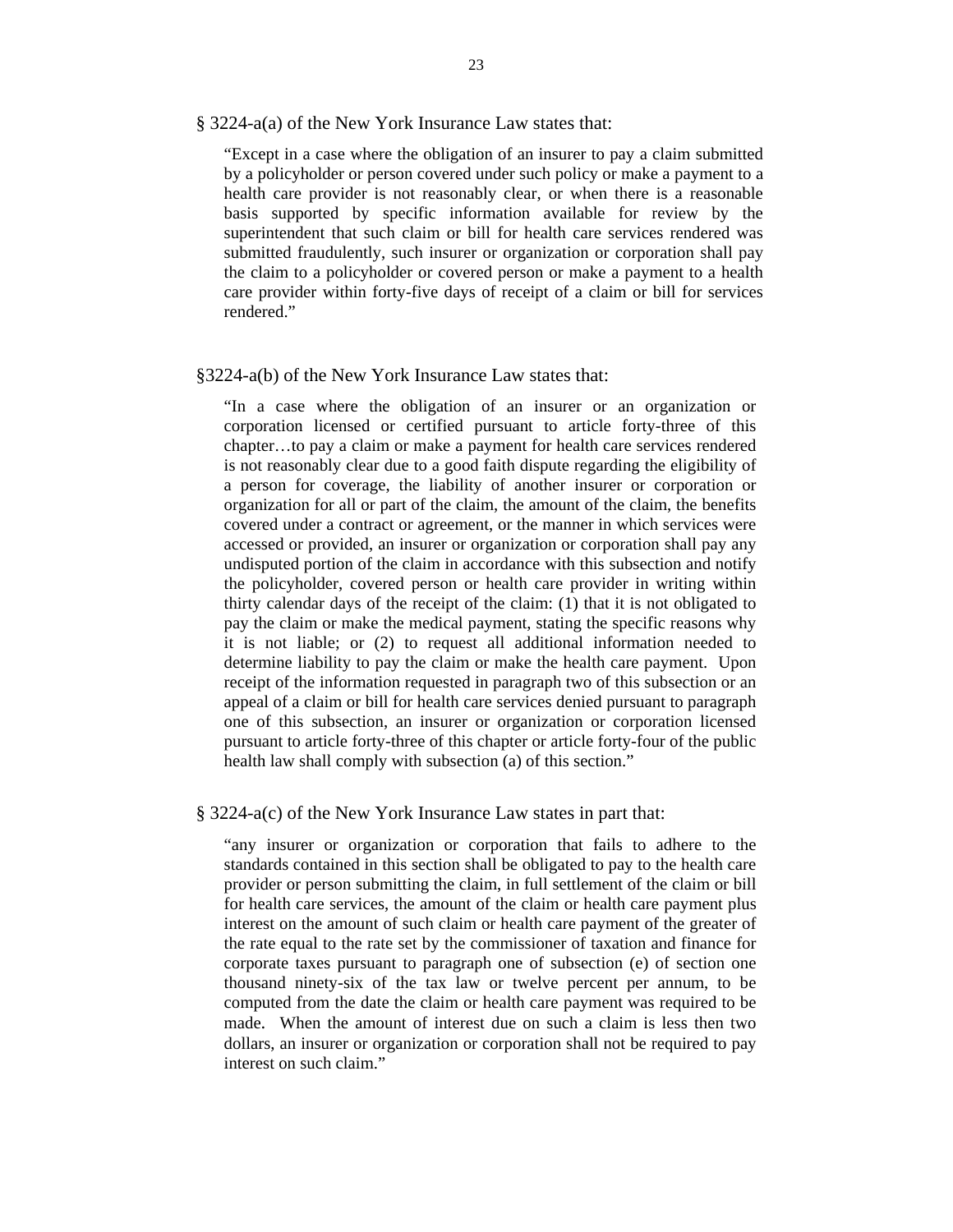§ 3224-a(a) of the New York Insurance Law states that:

> "Except in a case where the obligation of an insurer to pay a claim submitted by a policyholder or person covered under such policy or make a payment to a health care provider is not reasonably clear, or when there is a reasonable basis supported by specific information available for review by the superintendent that such claim or bill for health care services rendered was submitted fraudulently, such insurer or organization or corporation shall pay the claim to a policyholder or covered person or make a payment to a health care provider within forty-five days of receipt of a claim or bill for services rendered."

§3224-a(b) of the New York Insurance Law states that:

> "In a case where the obligation of an insurer or an organization or corporation licensed or certified pursuant to article forty-three of this chapter…to pay a claim or make a payment for health care services rendered is not reasonably clear due to a good faith dispute regarding the eligibility of a person for coverage, the liability of another insurer or corporation or organization for all or part of the claim, the amount of the claim, the benefits covered under a contract or agreement, or the manner in which services were accessed or provided, an insurer or organization or corporation shall pay any undisputed portion of the claim in accordance with this subsection and notify the policyholder, covered person or health care provider in writing within thirty calendar days of the receipt of the claim: (1) that it is not obligated to pay the claim or make the medical payment, stating the specific reasons why it is not liable; or (2) to request all additional information needed to determine liability to pay the claim or make the health care payment. Upon receipt of the information requested in paragraph two of this subsection or an appeal of a claim or bill for health care services denied pursuant to paragraph one of this subsection, an insurer or organization or corporation licensed pursuant to article forty-three of this chapter or article forty-four of the public health law shall comply with subsection (a) of this section."

§ 3224-a(c) of the New York Insurance Law states in part that:

> "any insurer or organization or corporation that fails to adhere to the standards contained in this section shall be obligated to pay to the health care provider or person submitting the claim, in full settlement of the claim or bill for health care services, the amount of the claim or health care payment plus interest on the amount of such claim or health care payment of the greater of the rate equal to the rate set by the commissioner of taxation and finance for corporate taxes pursuant to paragraph one of subsection (e) of section one thousand ninety-six of the tax law or twelve percent per annum, to be computed from the date the claim or health care payment was required to be made. When the amount of interest due on such a claim is less then two dollars, an insurer or organization or corporation shall not be required to pay interest on such claim."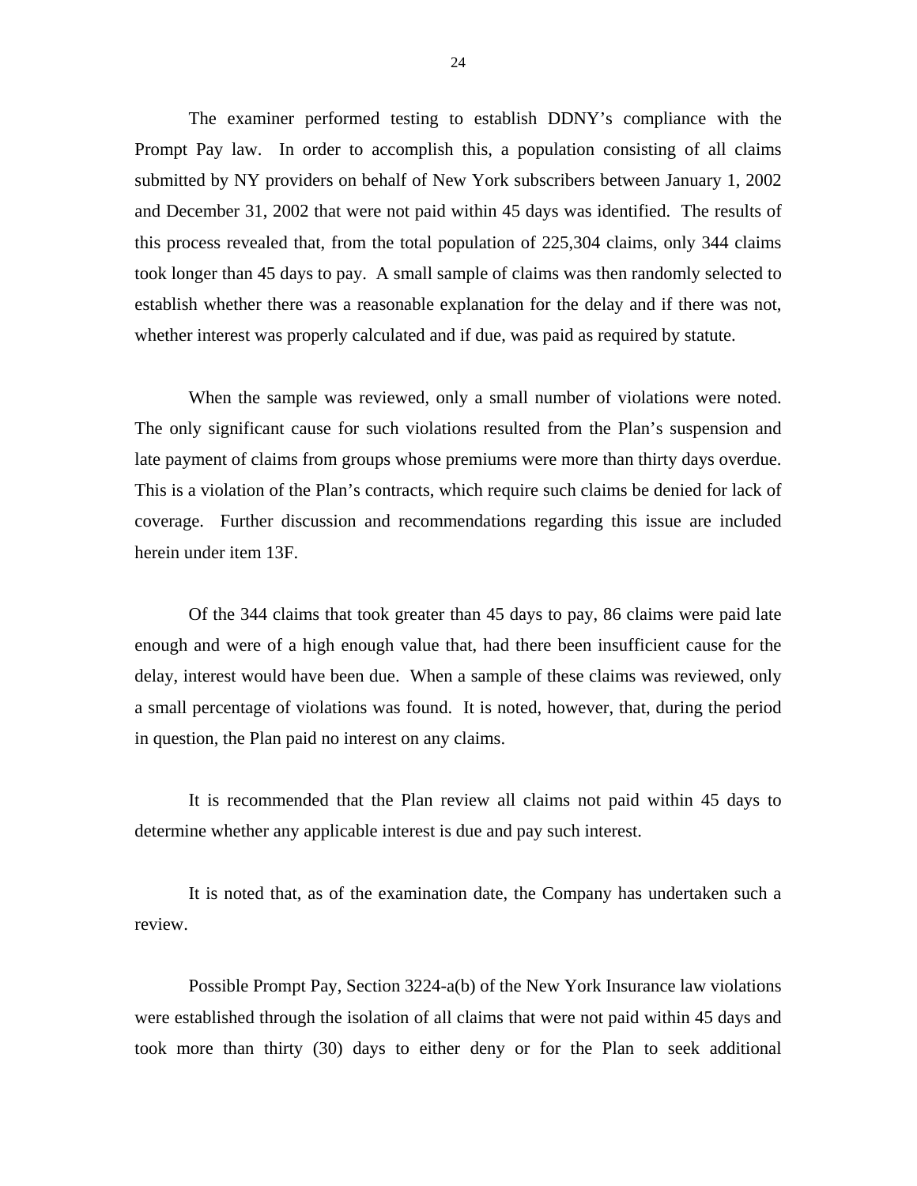The examiner performed testing to establish DDNY's compliance with the Prompt Pay law. In order to accomplish this, a population consisting of all claims submitted by NY providers on behalf of New York subscribers between January 1, 2002 and December 31, 2002 that were not paid within 45 days was identified. The results of this process revealed that, from the total population of 225,304 claims, only 344 claims took longer than 45 days to pay. A small sample of claims was then randomly selected to establish whether there was a reasonable explanation for the delay and if there was not, whether interest was properly calculated and if due, was paid as required by statute.

When the sample was reviewed, only a small number of violations were noted. The only significant cause for such violations resulted from the Plan's suspension and late payment of claims from groups whose premiums were more than thirty days overdue. This is a violation of the Plan's contracts, which require such claims be denied for lack of coverage. Further discussion and recommendations regarding this issue are included herein under item 13F.

Of the 344 claims that took greater than 45 days to pay, 86 claims were paid late enough and were of a high enough value that, had there been insufficient cause for the delay, interest would have been due. When a sample of these claims was reviewed, only a small percentage of violations was found. It is noted, however, that, during the period in question, the Plan paid no interest on any claims.

It is recommended that the Plan review all claims not paid within 45 days to determine whether any applicable interest is due and pay such interest.

It is noted that, as of the examination date, the Company has undertaken such a review.

Possible Prompt Pay, Section 3224-a(b) of the New York Insurance law violations were established through the isolation of all claims that were not paid within 45 days and took more than thirty (30) days to either deny or for the Plan to seek additional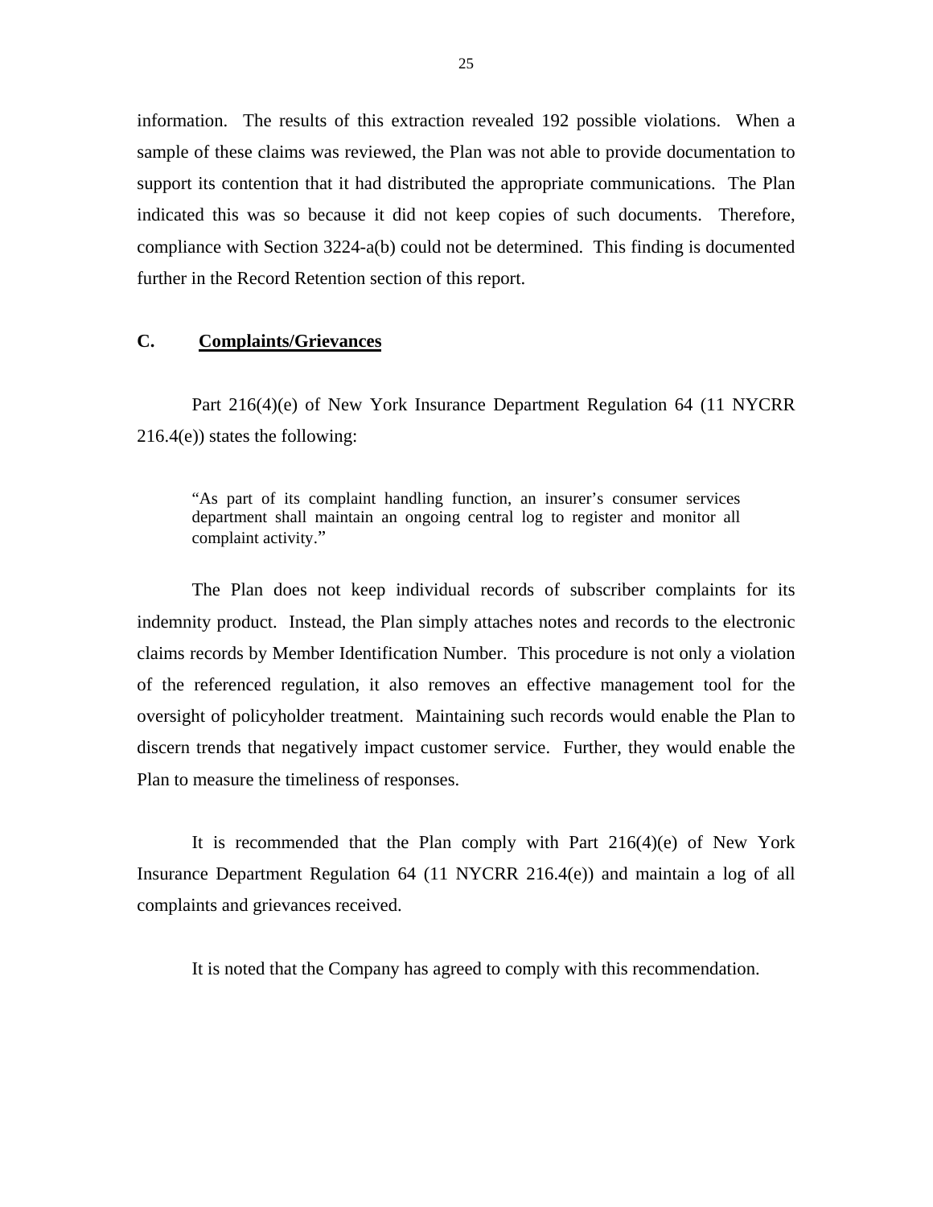information. The results of this extraction revealed 192 possible violations. When a sample of these claims was reviewed, the Plan was not able to provide documentation to support its contention that it had distributed the appropriate communications. The Plan indicated this was so because it did not keep copies of such documents. Therefore, compliance with Section 3224-a(b) could not be determined. This finding is documented further in the Record Retention section of this report.

## C. Complaints/Grievances

Part 216(4)(e) of New York Insurance Department Regulation 64 (11 NYCRR 216.4(e)) states the following:

> "As part of its complaint handling function, an insurer's consumer services department shall maintain an ongoing central log to register and monitor all complaint activity."

The Plan does not keep individual records of subscriber complaints for its indemnity product. Instead, the Plan simply attaches notes and records to the electronic claims records by Member Identification Number. This procedure is not only a violation of the referenced regulation, it also removes an effective management tool for the oversight of policyholder treatment. Maintaining such records would enable the Plan to discern trends that negatively impact customer service. Further, they would enable the Plan to measure the timeliness of responses.

It is recommended that the Plan comply with Part 216(4)(e) of New York Insurance Department Regulation 64 (11 NYCRR 216.4(e)) and maintain a log of all complaints and grievances received.

It is noted that the Company has agreed to comply with this recommendation.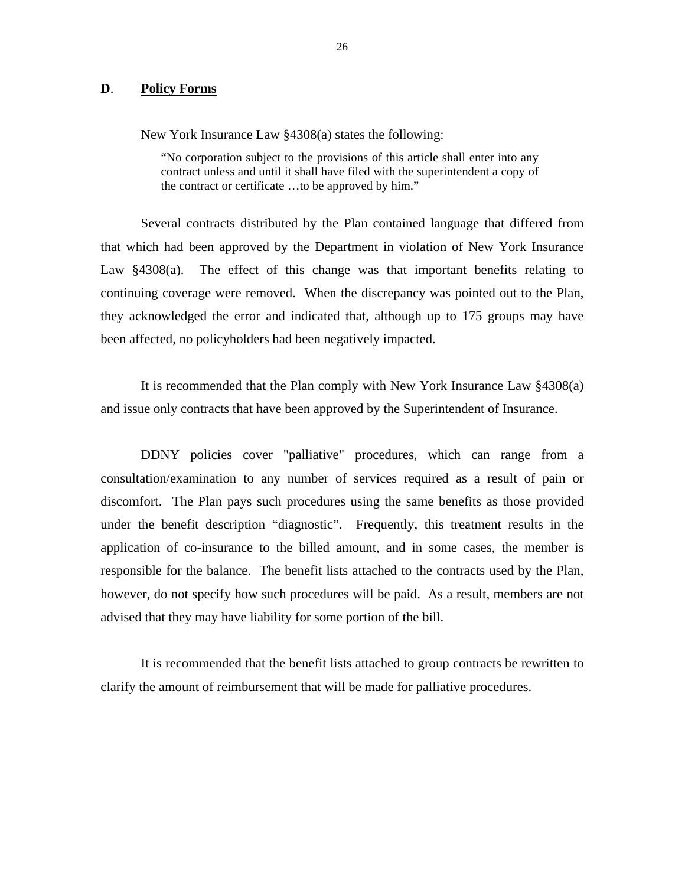## D. **Policy Forms**

New York Insurance Law §4308(a) states the following:

> "No corporation subject to the provisions of this article shall enter into any contract unless and until it shall have filed with the superintendent a copy of the contract or certificate …to be approved by him."

Several contracts distributed by the Plan contained language that differed from that which had been approved by the Department in violation of New York Insurance Law §4308(a). The effect of this change was that important benefits relating to continuing coverage were removed. When the discrepancy was pointed out to the Plan, they acknowledged the error and indicated that, although up to 175 groups may have been affected, no policyholders had been negatively impacted.

It is recommended that the Plan comply with New York Insurance Law §4308(a) and issue only contracts that have been approved by the Superintendent of Insurance.

DDNY policies cover "palliative" procedures, which can range from a consultation/examination to any number of services required as a result of pain or discomfort. The Plan pays such procedures using the same benefits as those provided under the benefit description "diagnostic". Frequently, this treatment results in the application of co-insurance to the billed amount, and in some cases, the member is responsible for the balance. The benefit lists attached to the contracts used by the Plan, however, do not specify how such procedures will be paid. As a result, members are not advised that they may have liability for some portion of the bill.

It is recommended that the benefit lists attached to group contracts be rewritten to clarify the amount of reimbursement that will be made for palliative procedures.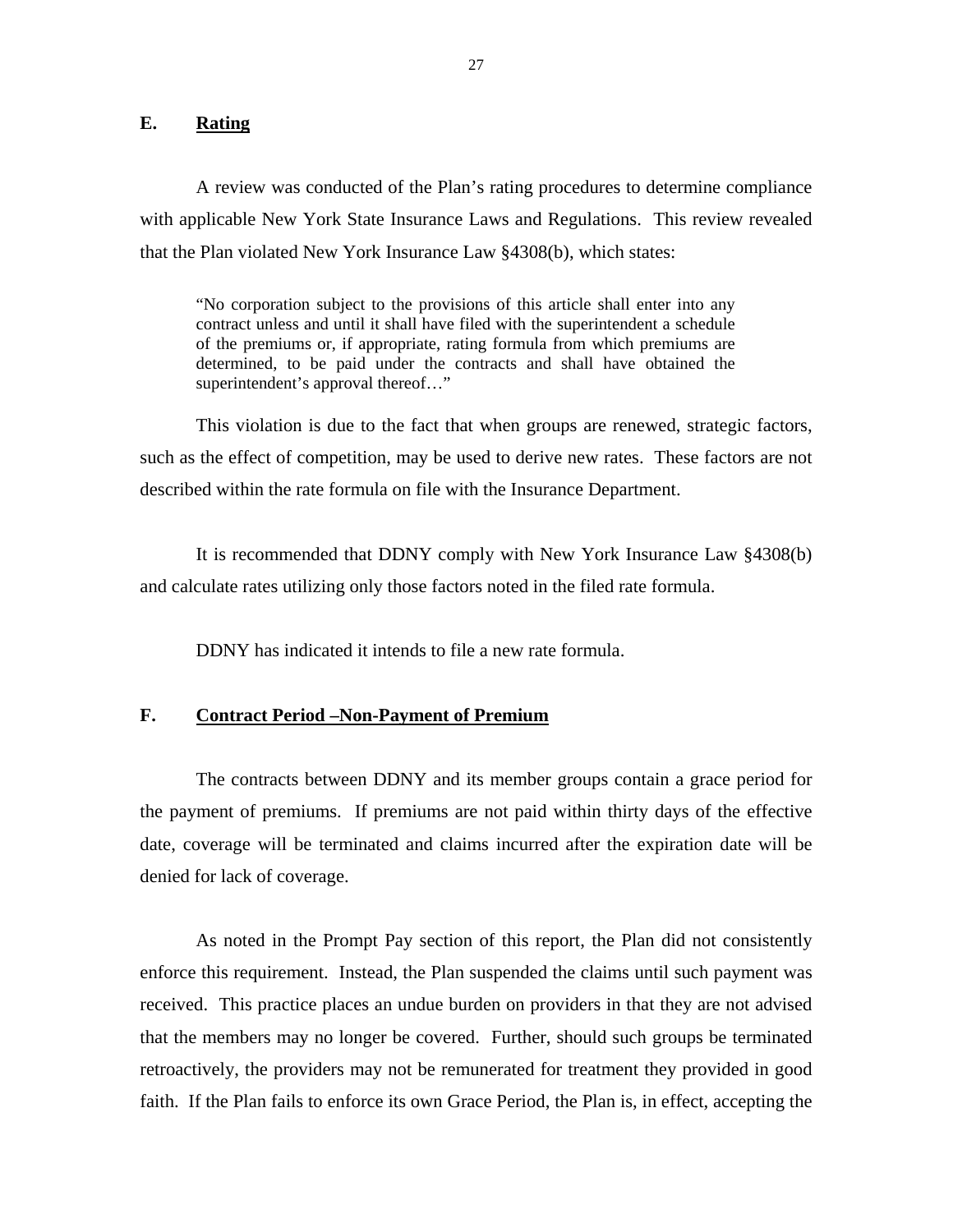## E. Rating

A review was conducted of the Plan's rating procedures to determine compliance with applicable New York State Insurance Laws and Regulations. This review revealed that the Plan violated New York Insurance Law §4308(b), which states:

> "No corporation subject to the provisions of this article shall enter into any contract unless and until it shall have filed with the superintendent a schedule of the premiums or, if appropriate, rating formula from which premiums are determined, to be paid under the contracts and shall have obtained the superintendent's approval thereof…"

This violation is due to the fact that when groups are renewed, strategic factors, such as the effect of competition, may be used to derive new rates. These factors are not described within the rate formula on file with the Insurance Department.

It is recommended that DDNY comply with New York Insurance Law §4308(b) and calculate rates utilizing only those factors noted in the filed rate formula.

DDNY has indicated it intends to file a new rate formula.

## F. Contract Period –Non-Payment of Premium

The contracts between DDNY and its member groups contain a grace period for the payment of premiums. If premiums are not paid within thirty days of the effective date, coverage will be terminated and claims incurred after the expiration date will be denied for lack of coverage.

As noted in the Prompt Pay section of this report, the Plan did not consistently enforce this requirement. Instead, the Plan suspended the claims until such payment was received. This practice places an undue burden on providers in that they are not advised that the members may no longer be covered. Further, should such groups be terminated retroactively, the providers may not be remunerated for treatment they provided in good faith. If the Plan fails to enforce its own Grace Period, the Plan is, in effect, accepting the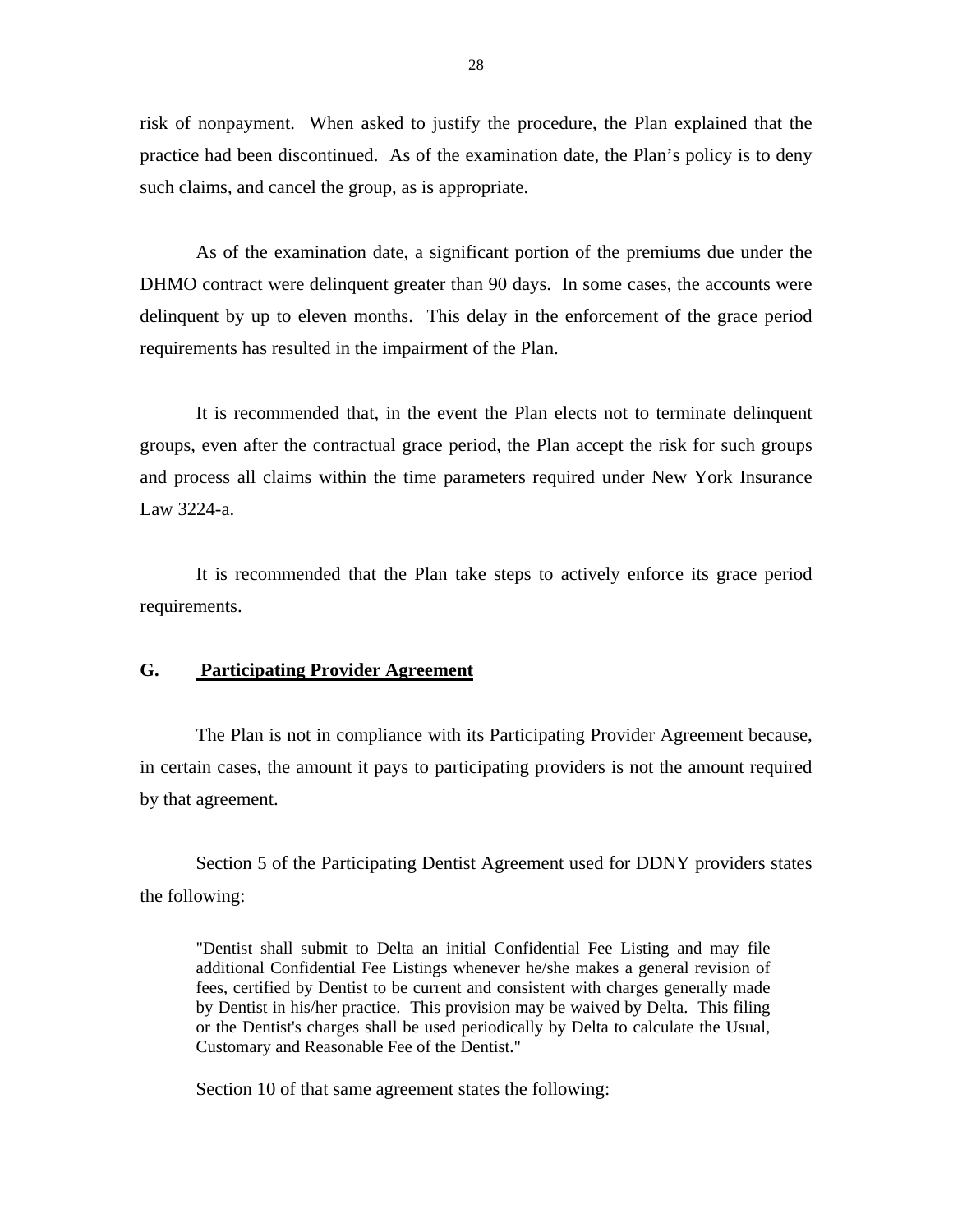risk of nonpayment. When asked to justify the procedure, the Plan explained that the practice had been discontinued. As of the examination date, the Plan's policy is to deny such claims, and cancel the group, as is appropriate.

As of the examination date, a significant portion of the premiums due under the DHMO contract were delinquent greater than 90 days. In some cases, the accounts were delinquent by up to eleven months. This delay in the enforcement of the grace period requirements has resulted in the impairment of the Plan.

It is recommended that, in the event the Plan elects not to terminate delinquent groups, even after the contractual grace period, the Plan accept the risk for such groups and process all claims within the time parameters required under New York Insurance Law 3224-a.

It is recommended that the Plan take steps to actively enforce its grace period requirements.

## G. Participating Provider Agreement

The Plan is not in compliance with its Participating Provider Agreement because, in certain cases, the amount it pays to participating providers is not the amount required by that agreement.

Section 5 of the Participating Dentist Agreement used for DDNY providers states the following:

> "Dentist shall submit to Delta an initial Confidential Fee Listing and may file additional Confidential Fee Listings whenever he/she makes a general revision of fees, certified by Dentist to be current and consistent with charges generally made by Dentist in his/her practice. This provision may be waived by Delta. This filing or the Dentist's charges shall be used periodically by Delta to calculate the Usual, Customary and Reasonable Fee of the Dentist."

Section 10 of that same agreement states the following: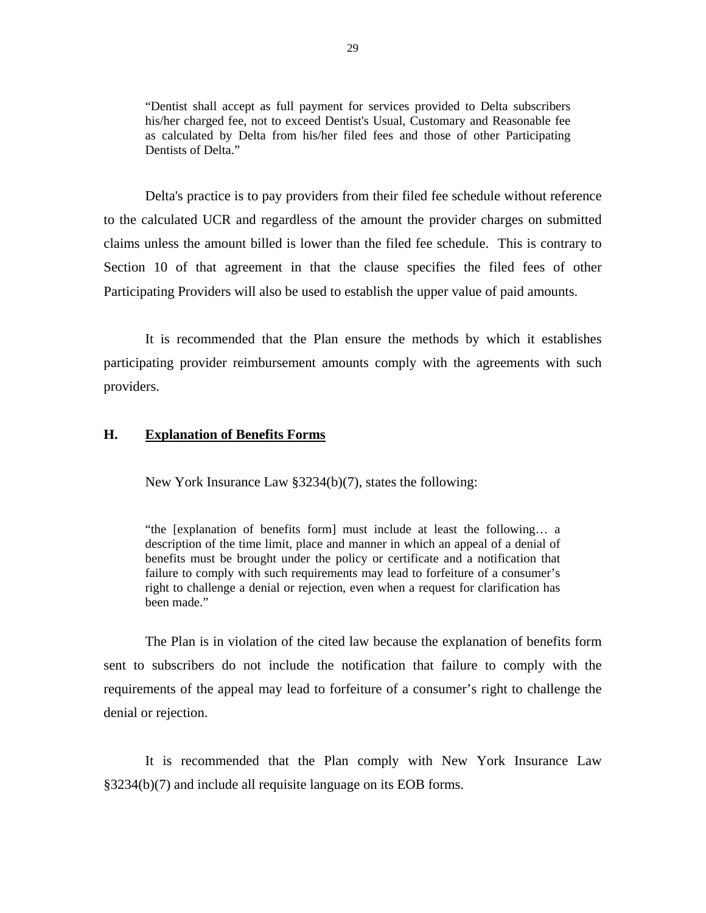> "Dentist shall accept as full payment for services provided to Delta subscribers his/her charged fee, not to exceed Dentist's Usual, Customary and Reasonable fee as calculated by Delta from his/her filed fees and those of other Participating Dentists of Delta."

Delta's practice is to pay providers from their filed fee schedule without reference to the calculated UCR and regardless of the amount the provider charges on submitted claims unless the amount billed is lower than the filed fee schedule. This is contrary to Section 10 of that agreement in that the clause specifies the filed fees of other Participating Providers will also be used to establish the upper value of paid amounts.

It is recommended that the Plan ensure the methods by which it establishes participating provider reimbursement amounts comply with the agreements with such providers.

## H. <u>Explanation of Benefits Forms</u>

New York Insurance Law §3234(b)(7), states the following:

> "the [explanation of benefits form] must include at least the following… a description of the time limit, place and manner in which an appeal of a denial of benefits must be brought under the policy or certificate and a notification that failure to comply with such requirements may lead to forfeiture of a consumer's right to challenge a denial or rejection, even when a request for clarification has been made."

The Plan is in violation of the cited law because the explanation of benefits form sent to subscribers do not include the notification that failure to comply with the requirements of the appeal may lead to forfeiture of a consumer's right to challenge the denial or rejection.

It is recommended that the Plan comply with New York Insurance Law §3234(b)(7) and include all requisite language on its EOB forms.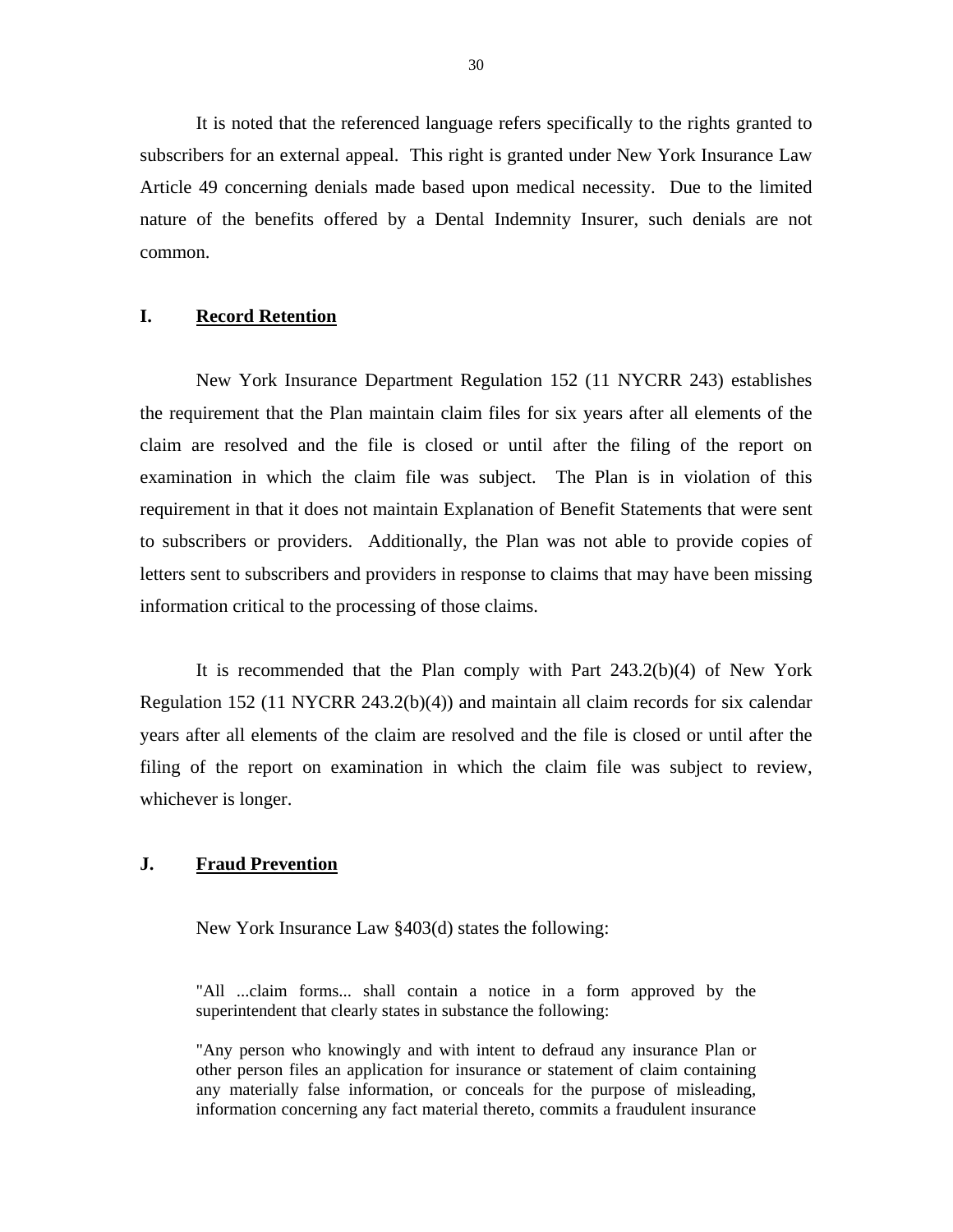It is noted that the referenced language refers specifically to the rights granted to subscribers for an external appeal. This right is granted under New York Insurance Law Article 49 concerning denials made based upon medical necessity. Due to the limited nature of the benefits offered by a Dental Indemnity Insurer, such denials are not common.

## I. Record Retention

New York Insurance Department Regulation 152 (11 NYCRR 243) establishes the requirement that the Plan maintain claim files for six years after all elements of the claim are resolved and the file is closed or until after the filing of the report on examination in which the claim file was subject. The Plan is in violation of this requirement in that it does not maintain Explanation of Benefit Statements that were sent to subscribers or providers. Additionally, the Plan was not able to provide copies of letters sent to subscribers and providers in response to claims that may have been missing information critical to the processing of those claims.

It is recommended that the Plan comply with Part 243.2(b)(4) of New York Regulation 152 (11 NYCRR 243.2(b)(4)) and maintain all claim records for six calendar years after all elements of the claim are resolved and the file is closed or until after the filing of the report on examination in which the claim file was subject to review, whichever is longer.

## J. Fraud Prevention

New York Insurance Law §403(d) states the following:

> "All ...claim forms... shall contain a notice in a form approved by the superintendent that clearly states in substance the following:
>
> "Any person who knowingly and with intent to defraud any insurance Plan or other person files an application for insurance or statement of claim containing any materially false information, or conceals for the purpose of misleading, information concerning any fact material thereto, commits a fraudulent insurance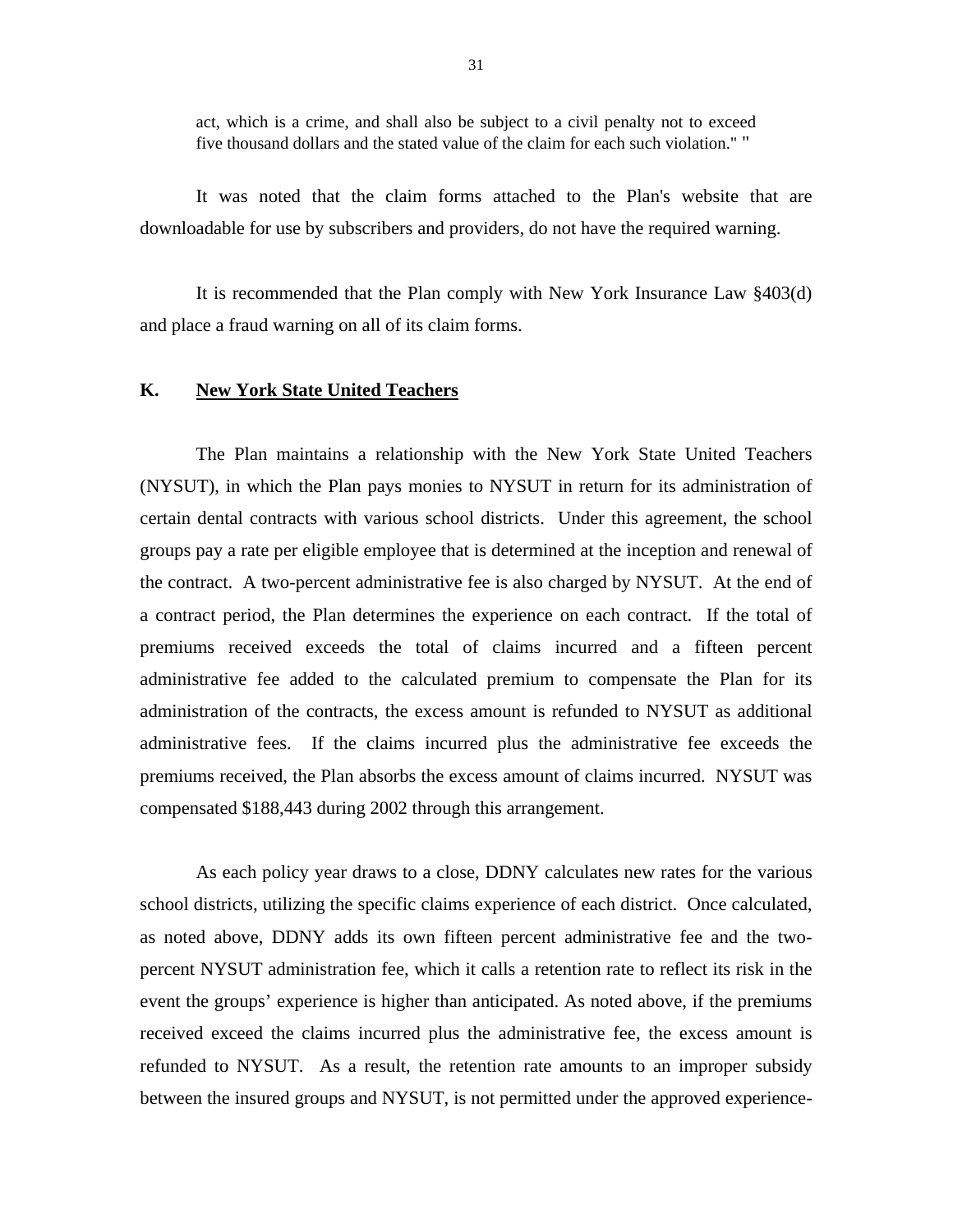act, which is a crime, and shall also be subject to a civil penalty not to exceed five thousand dollars and the stated value of the claim for each such violation." "

It was noted that the claim forms attached to the Plan's website that are downloadable for use by subscribers and providers, do not have the required warning.

It is recommended that the Plan comply with New York Insurance Law §403(d) and place a fraud warning on all of its claim forms.

## K. New York State United Teachers

The Plan maintains a relationship with the New York State United Teachers (NYSUT), in which the Plan pays monies to NYSUT in return for its administration of certain dental contracts with various school districts. Under this agreement, the school groups pay a rate per eligible employee that is determined at the inception and renewal of the contract. A two-percent administrative fee is also charged by NYSUT. At the end of a contract period, the Plan determines the experience on each contract. If the total of premiums received exceeds the total of claims incurred and a fifteen percent administrative fee added to the calculated premium to compensate the Plan for its administration of the contracts, the excess amount is refunded to NYSUT as additional administrative fees. If the claims incurred plus the administrative fee exceeds the premiums received, the Plan absorbs the excess amount of claims incurred. NYSUT was compensated $188,443 during 2002 through this arrangement.

As each policy year draws to a close, DDNY calculates new rates for the various school districts, utilizing the specific claims experience of each district. Once calculated, as noted above, DDNY adds its own fifteen percent administrative fee and the two-percent NYSUT administration fee, which it calls a retention rate to reflect its risk in the event the groups' experience is higher than anticipated. As noted above, if the premiums received exceed the claims incurred plus the administrative fee, the excess amount is refunded to NYSUT. As a result, the retention rate amounts to an improper subsidy between the insured groups and NYSUT, is not permitted under the approved experience-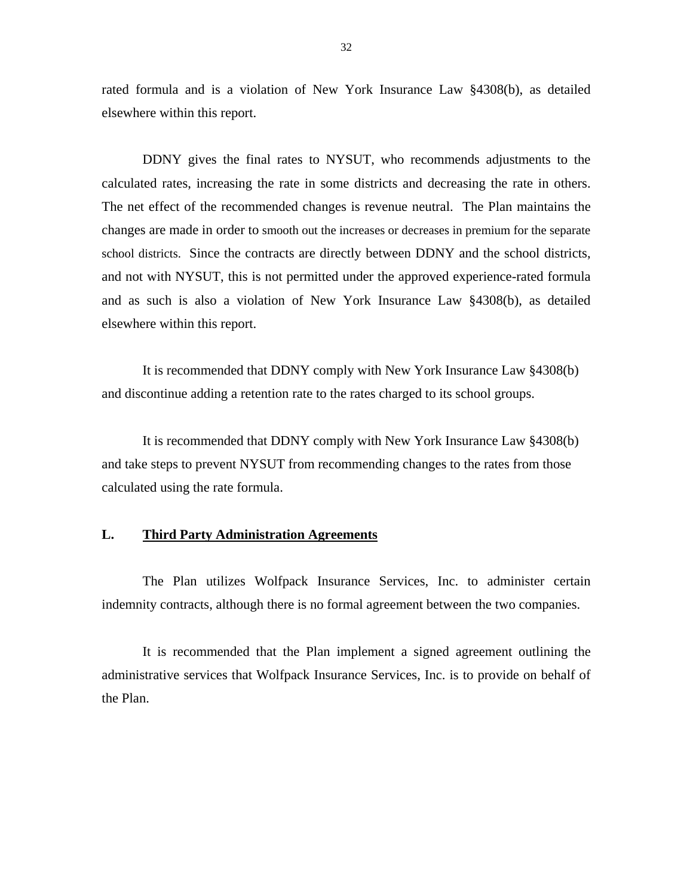rated formula and is a violation of New York Insurance Law §4308(b), as detailed elsewhere within this report.

DDNY gives the final rates to NYSUT, who recommends adjustments to the calculated rates, increasing the rate in some districts and decreasing the rate in others. The net effect of the recommended changes is revenue neutral. The Plan maintains the changes are made in order to smooth out the increases or decreases in premium for the separate school districts. Since the contracts are directly between DDNY and the school districts, and not with NYSUT, this is not permitted under the approved experience-rated formula and as such is also a violation of New York Insurance Law §4308(b), as detailed elsewhere within this report.

It is recommended that DDNY comply with New York Insurance Law §4308(b) and discontinue adding a retention rate to the rates charged to its school groups.

It is recommended that DDNY comply with New York Insurance Law §4308(b) and take steps to prevent NYSUT from recommending changes to the rates from those calculated using the rate formula.

## L. Third Party Administration Agreements

The Plan utilizes Wolfpack Insurance Services, Inc. to administer certain indemnity contracts, although there is no formal agreement between the two companies.

It is recommended that the Plan implement a signed agreement outlining the administrative services that Wolfpack Insurance Services, Inc. is to provide on behalf of the Plan.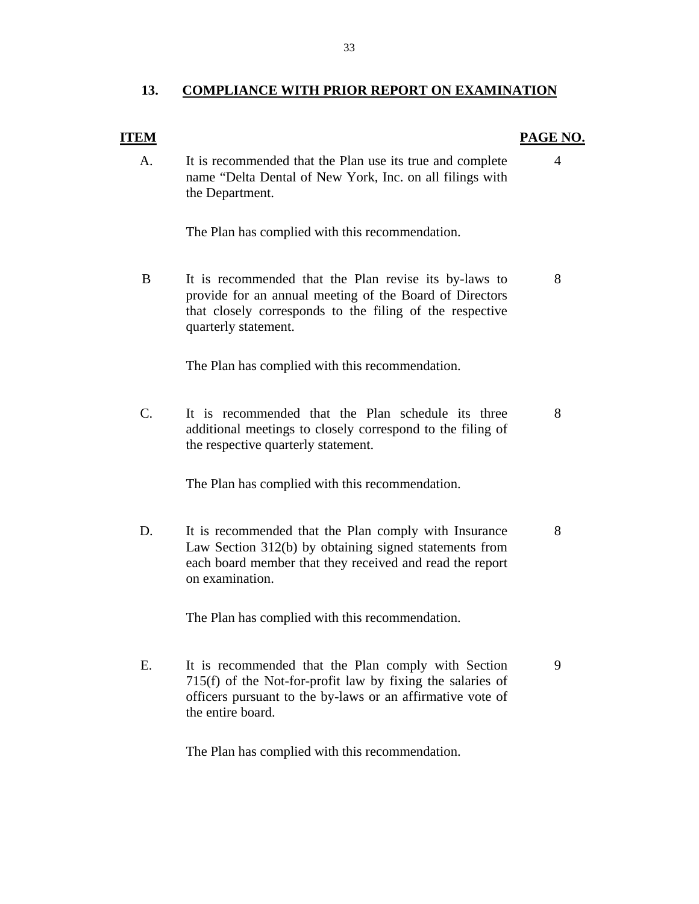## 13. COMPLIANCE WITH PRIOR REPORT ON EXAMINATION

| ITEM | | PAGE NO. |
|---|---|---|
| A. | It is recommended that the Plan use its true and complete name "Delta Dental of New York, Inc. on all filings with the Department.<br><br>The Plan has complied with this recommendation. | 4 |
| B | It is recommended that the Plan revise its by-laws to provide for an annual meeting of the Board of Directors that closely corresponds to the filing of the respective quarterly statement.<br><br>The Plan has complied with this recommendation. | 8 |
| C. | It is recommended that the Plan schedule its three additional meetings to closely correspond to the filing of the respective quarterly statement.<br><br>The Plan has complied with this recommendation. | 8 |
| D. | It is recommended that the Plan comply with Insurance Law Section 312(b) by obtaining signed statements from each board member that they received and read the report on examination.<br><br>The Plan has complied with this recommendation. | 8 |
| E. | It is recommended that the Plan comply with Section 715(f) of the Not-for-profit law by fixing the salaries of officers pursuant to the by-laws or an affirmative vote of the entire board.<br><br>The Plan has complied with this recommendation. | 9 |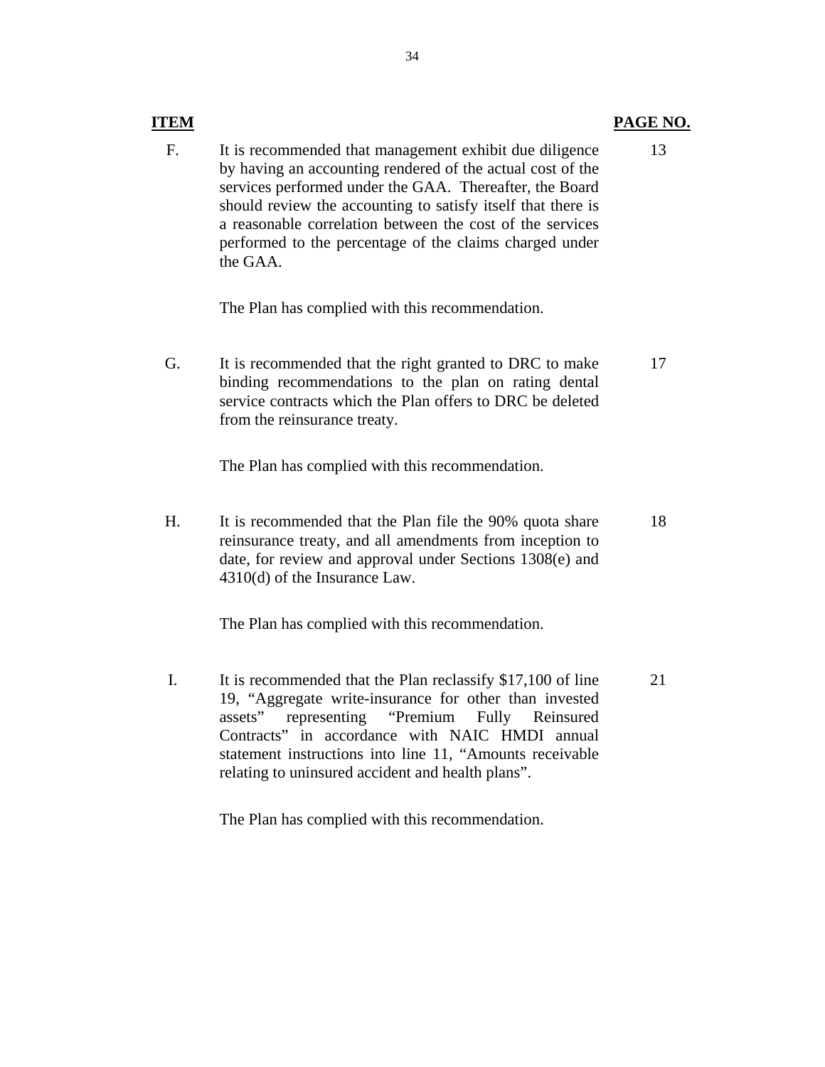| ITEM | | PAGE NO. |
|---|---|---|
| F. | It is recommended that management exhibit due diligence by having an accounting rendered of the actual cost of the services performed under the GAA. Thereafter, the Board should review the accounting to satisfy itself that there is a reasonable correlation between the cost of the services performed to the percentage of the claims charged under the GAA.<br><br>The Plan has complied with this recommendation. | 13 |
| G. | It is recommended that the right granted to DRC to make binding recommendations to the plan on rating dental service contracts which the Plan offers to DRC be deleted from the reinsurance treaty.<br><br>The Plan has complied with this recommendation. | 17 |
| H. | It is recommended that the Plan file the 90% quota share reinsurance treaty, and all amendments from inception to date, for review and approval under Sections 1308(e) and 4310(d) of the Insurance Law.<br><br>The Plan has complied with this recommendation. | 18 |
| I. | It is recommended that the Plan reclassify $17,100 of line 19, "Aggregate write-insurance for other than invested assets" representing "Premium Fully Reinsured Contracts" in accordance with NAIC HMDI annual statement instructions into line 11, "Amounts receivable relating to uninsured accident and health plans".<br><br>The Plan has complied with this recommendation. | 21 |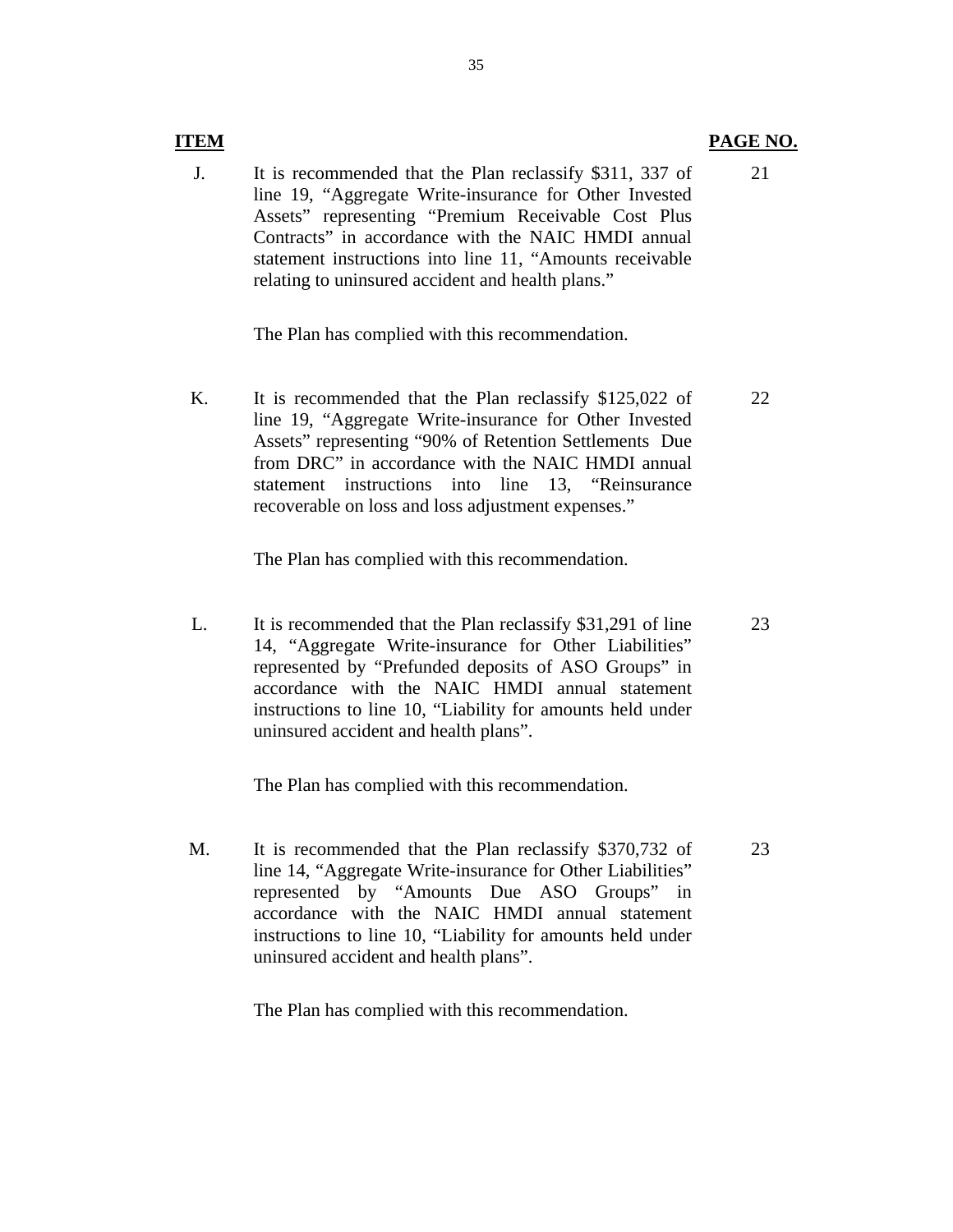| ITEM | | PAGE NO. |
|---|---|---|
| J. | It is recommended that the Plan reclassify $311, 337 of line 19, "Aggregate Write-insurance for Other Invested Assets" representing "Premium Receivable Cost Plus Contracts" in accordance with the NAIC HMDI annual statement instructions into line 11, "Amounts receivable relating to uninsured accident and health plans."<br><br>The Plan has complied with this recommendation. | 21 |
| K. | It is recommended that the Plan reclassify $125,022 of line 19, "Aggregate Write-insurance for Other Invested Assets" representing "90% of Retention Settlements Due from DRC" in accordance with the NAIC HMDI annual statement instructions into line 13, "Reinsurance recoverable on loss and loss adjustment expenses."<br><br>The Plan has complied with this recommendation. | 22 |
| L. | It is recommended that the Plan reclassify $31,291 of line 14, "Aggregate Write-insurance for Other Liabilities" represented by "Prefunded deposits of ASO Groups" in accordance with the NAIC HMDI annual statement instructions to line 10, "Liability for amounts held under uninsured accident and health plans".<br><br>The Plan has complied with this recommendation. | 23 |
| M. | It is recommended that the Plan reclassify $370,732 of line 14, "Aggregate Write-insurance for Other Liabilities" represented by "Amounts Due ASO Groups" in accordance with the NAIC HMDI annual statement instructions to line 10, "Liability for amounts held under uninsured accident and health plans".<br><br>The Plan has complied with this recommendation. | 23 |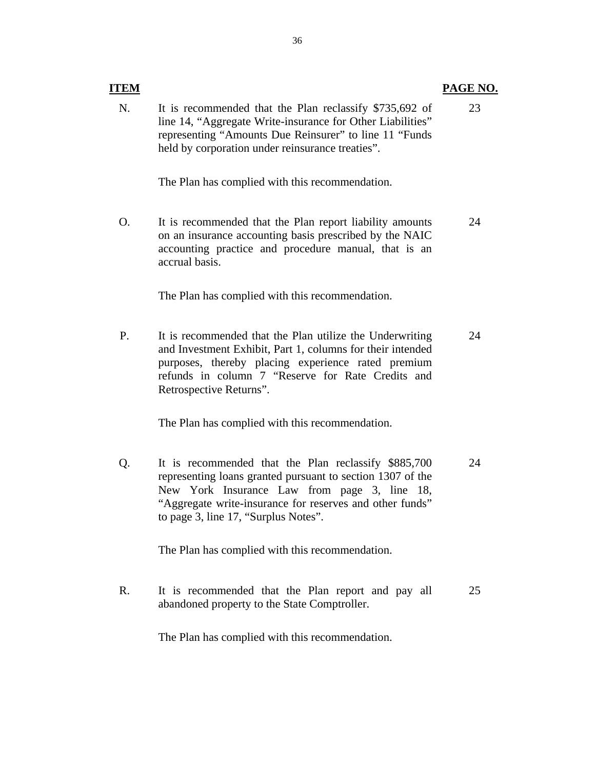| ITEM | | PAGE NO. |
|---|---|---|
| N. | It is recommended that the Plan reclassify $735,692 of line 14, "Aggregate Write-insurance for Other Liabilities" representing "Amounts Due Reinsurer" to line 11 "Funds held by corporation under reinsurance treaties".<br><br>The Plan has complied with this recommendation. | 23 |
| O. | It is recommended that the Plan report liability amounts on an insurance accounting basis prescribed by the NAIC accounting practice and procedure manual, that is an accrual basis.<br><br>The Plan has complied with this recommendation. | 24 |
| P. | It is recommended that the Plan utilize the Underwriting and Investment Exhibit, Part 1, columns for their intended purposes, thereby placing experience rated premium refunds in column 7 "Reserve for Rate Credits and Retrospective Returns".<br><br>The Plan has complied with this recommendation. | 24 |
| Q. | It is recommended that the Plan reclassify $885,700 representing loans granted pursuant to section 1307 of the New York Insurance Law from page 3, line 18, "Aggregate write-insurance for reserves and other funds" to page 3, line 17, "Surplus Notes".<br><br>The Plan has complied with this recommendation. | 24 |
| R. | It is recommended that the Plan report and pay all abandoned property to the State Comptroller.<br><br>The Plan has complied with this recommendation. | 25 |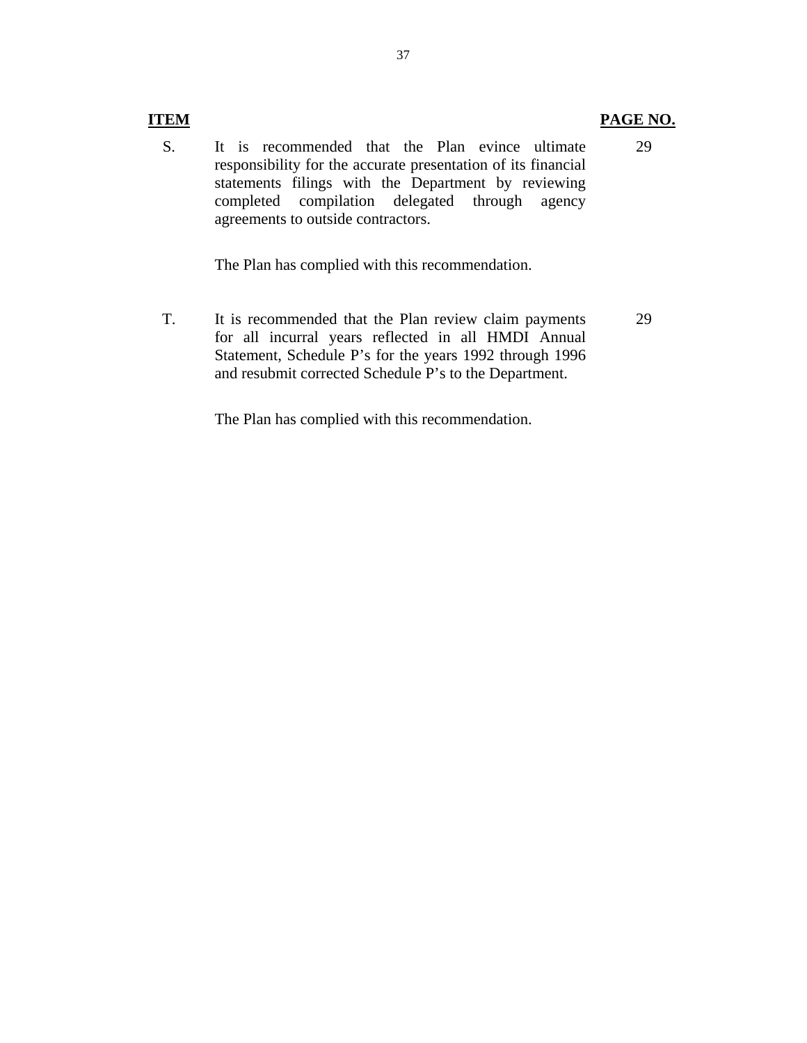| ITEM | | PAGE NO. |
|---|---|---|
| S. | It is recommended that the Plan evince ultimate responsibility for the accurate presentation of its financial statements filings with the Department by reviewing completed compilation delegated through agency agreements to outside contractors.<br><br>The Plan has complied with this recommendation. | 29 |
| T. | It is recommended that the Plan review claim payments for all incurral years reflected in all HMDI Annual Statement, Schedule P's for the years 1992 through 1996 and resubmit corrected Schedule P's to the Department.<br><br>The Plan has complied with this recommendation. | 29 |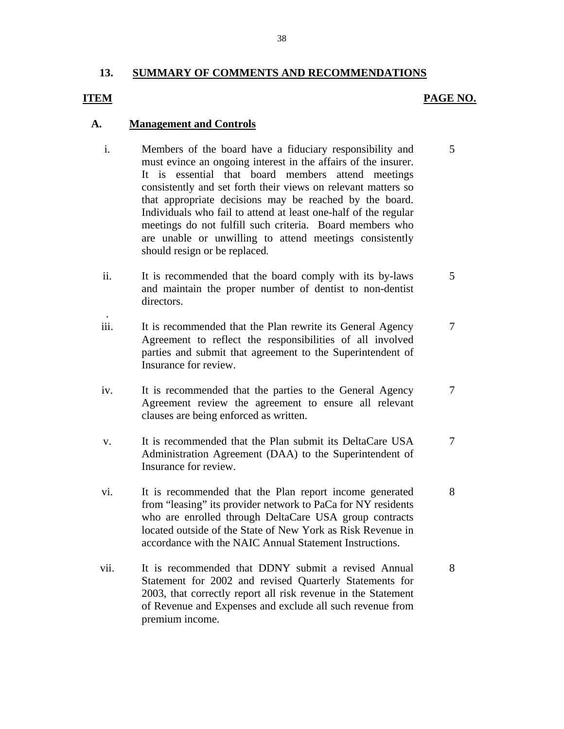## 13. SUMMARY OF COMMENTS AND RECOMMENDATIONS

| ITEM | | PAGE NO. |
|---|---|---|
| **A.** | **Management and Controls** | |
| i. | Members of the board have a fiduciary responsibility and must evince an ongoing interest in the affairs of the insurer. It is essential that board members attend meetings consistently and set forth their views on relevant matters so that appropriate decisions may be reached by the board. Individuals who fail to attend at least one-half of the regular meetings do not fulfill such criteria. Board members who are unable or unwilling to attend meetings consistently should resign or be replaced. | 5 |
| ii. | It is recommended that the board comply with its by-laws and maintain the proper number of dentist to non-dentist directors. | 5 |
| iii. | It is recommended that the Plan rewrite its General Agency Agreement to reflect the responsibilities of all involved parties and submit that agreement to the Superintendent of Insurance for review. | 7 |
| iv. | It is recommended that the parties to the General Agency Agreement review the agreement to ensure all relevant clauses are being enforced as written. | 7 |
| v. | It is recommended that the Plan submit its DeltaCare USA Administration Agreement (DAA) to the Superintendent of Insurance for review. | 7 |
| vi. | It is recommended that the Plan report income generated from "leasing" its provider network to PaCa for NY residents who are enrolled through DeltaCare USA group contracts located outside of the State of New York as Risk Revenue in accordance with the NAIC Annual Statement Instructions. | 8 |
| vii. | It is recommended that DDNY submit a revised Annual Statement for 2002 and revised Quarterly Statements for 2003, that correctly report all risk revenue in the Statement of Revenue and Expenses and exclude all such revenue from premium income. | 8 |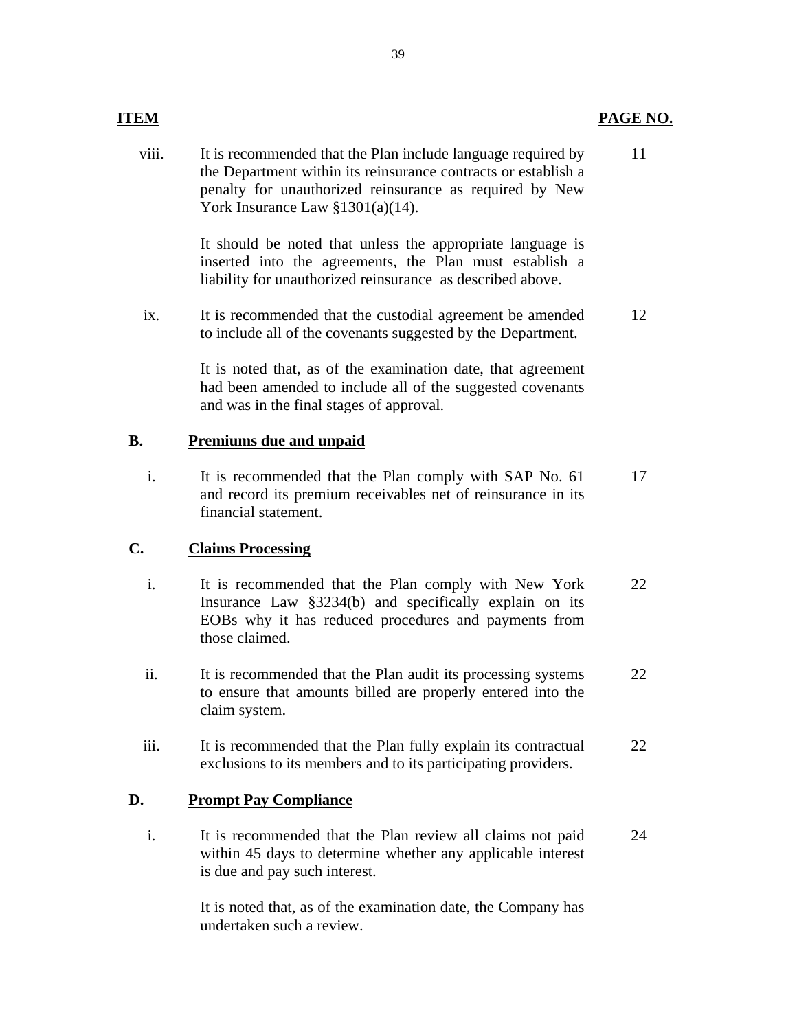| ITEM | | PAGE NO. |
|---|---|---|
| viii. | It is recommended that the Plan include language required by the Department within its reinsurance contracts or establish a penalty for unauthorized reinsurance as required by New York Insurance Law §1301(a)(14).<br><br>It should be noted that unless the appropriate language is inserted into the agreements, the Plan must establish a liability for unauthorized reinsurance as described above. | 11 |
| ix. | It is recommended that the custodial agreement be amended to include all of the covenants suggested by the Department.<br><br>It is noted that, as of the examination date, that agreement had been amended to include all of the suggested covenants and was in the final stages of approval. | 12 |
| **B.** | **Premiums due and unpaid** | |
| i. | It is recommended that the Plan comply with SAP No. 61 and record its premium receivables net of reinsurance in its financial statement. | 17 |
| **C.** | **Claims Processing** | |
| i. | It is recommended that the Plan comply with New York Insurance Law §3234(b) and specifically explain on its EOBs why it has reduced procedures and payments from those claimed. | 22 |
| ii. | It is recommended that the Plan audit its processing systems to ensure that amounts billed are properly entered into the claim system. | 22 |
| iii. | It is recommended that the Plan fully explain its contractual exclusions to its members and to its participating providers. | 22 |
| **D.** | **Prompt Pay Compliance** | |
| i. | It is recommended that the Plan review all claims not paid within 45 days to determine whether any applicable interest is due and pay such interest.<br><br>It is noted that, as of the examination date, the Company has undertaken such a review. | 24 |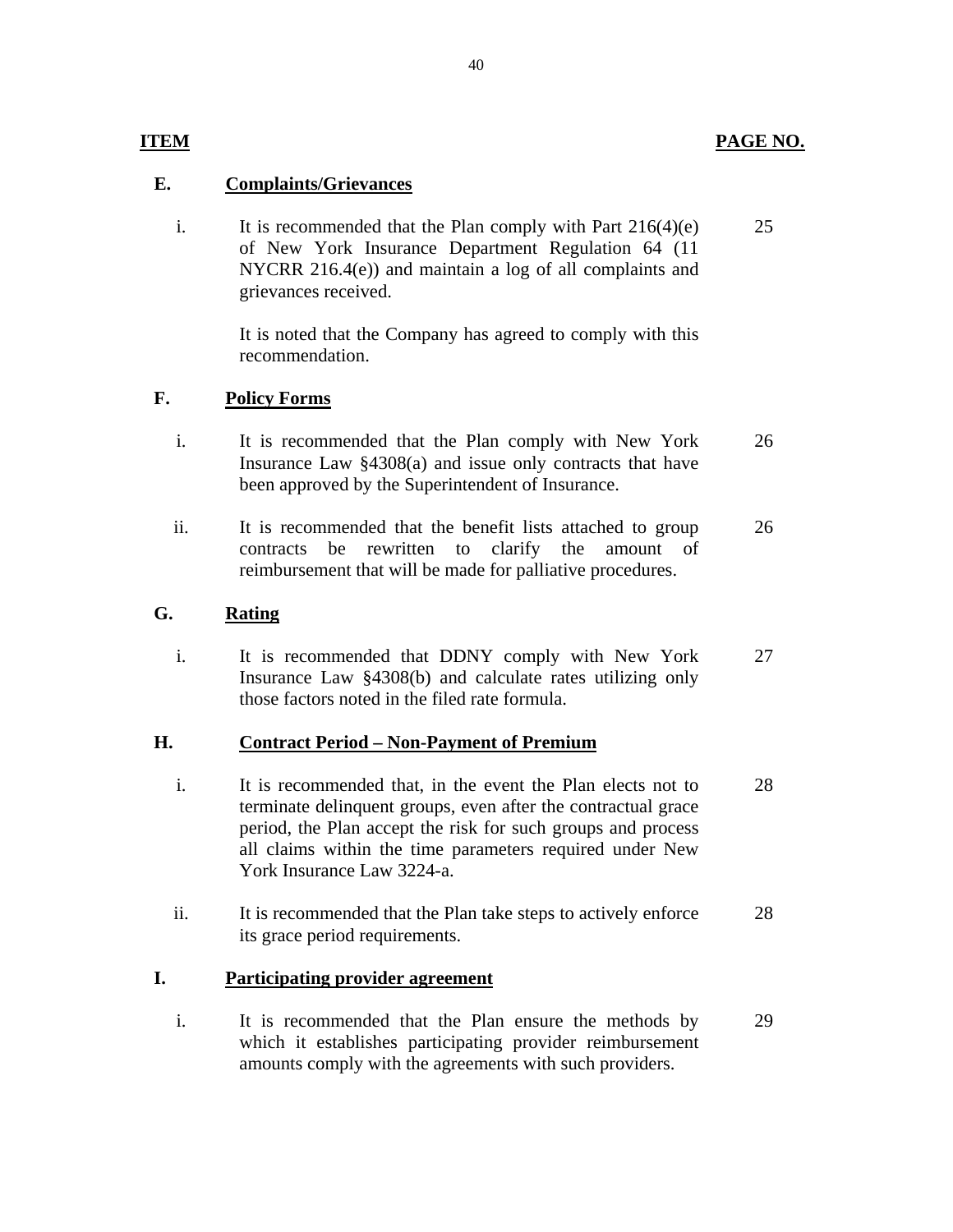| ITEM | | | PAGE NO. |
|---|---|---|---|
| **E.** | **Complaints/Grievances** | | |
| | i. | It is recommended that the Plan comply with Part 216(4)(e) of New York Insurance Department Regulation 64 (11 NYCRR 216.4(e)) and maintain a log of all complaints and grievances received.<br><br>It is noted that the Company has agreed to comply with this recommendation. | 25 |
| **F.** | **Policy Forms** | | |
| | i. | It is recommended that the Plan comply with New York Insurance Law §4308(a) and issue only contracts that have been approved by the Superintendent of Insurance. | 26 |
| | ii. | It is recommended that the benefit lists attached to group contracts be rewritten to clarify the amount of reimbursement that will be made for palliative procedures. | 26 |
| **G.** | **Rating** | | |
| | i. | It is recommended that DDNY comply with New York Insurance Law §4308(b) and calculate rates utilizing only those factors noted in the filed rate formula. | 27 |
| **H.** | **Contract Period – Non-Payment of Premium** | | |
| | i. | It is recommended that, in the event the Plan elects not to terminate delinquent groups, even after the contractual grace period, the Plan accept the risk for such groups and process all claims within the time parameters required under New York Insurance Law 3224-a. | 28 |
| | ii. | It is recommended that the Plan take steps to actively enforce its grace period requirements. | 28 |
| **I.** | **Participating provider agreement** | | |
| | i. | It is recommended that the Plan ensure the methods by which it establishes participating provider reimbursement amounts comply with the agreements with such providers. | 29 |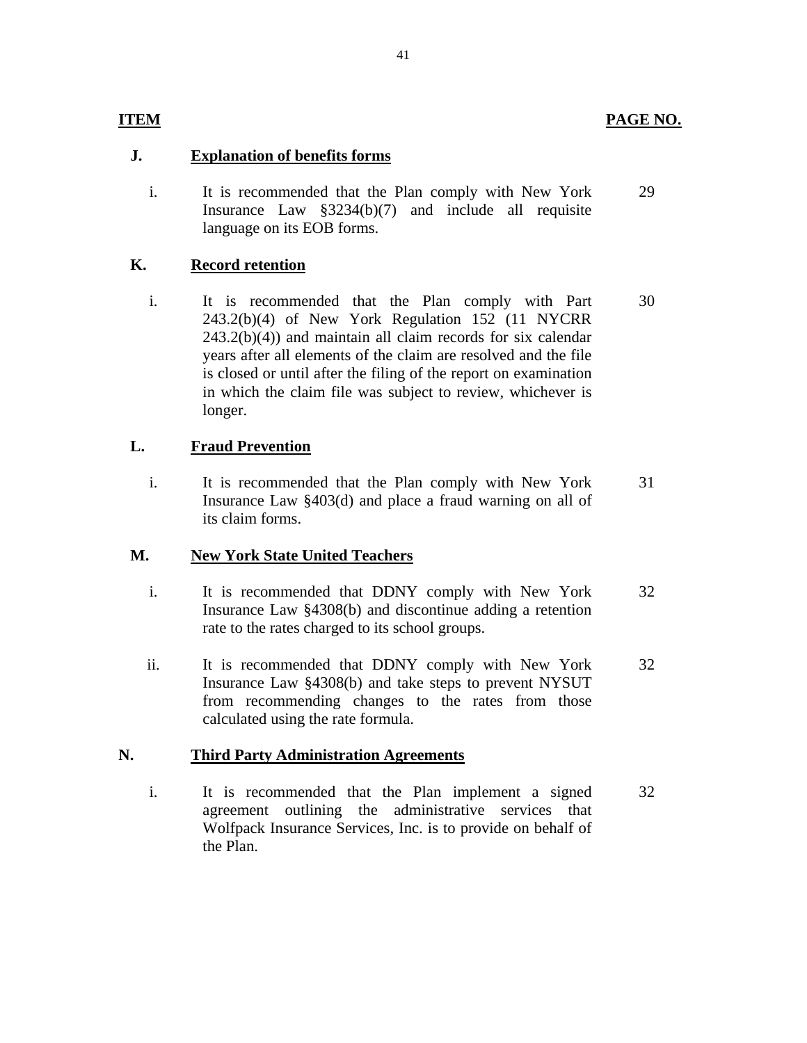| ITEM | | | PAGE NO. |
|---|---|---|---|
| **J.** | **Explanation of benefits forms** | | |
| | i. | It is recommended that the Plan comply with New York Insurance Law §3234(b)(7) and include all requisite language on its EOB forms. | 29 |
| **K.** | **Record retention** | | |
| | i. | It is recommended that the Plan comply with Part 243.2(b)(4) of New York Regulation 152 (11 NYCRR 243.2(b)(4)) and maintain all claim records for six calendar years after all elements of the claim are resolved and the file is closed or until after the filing of the report on examination in which the claim file was subject to review, whichever is longer. | 30 |
| **L.** | **Fraud Prevention** | | |
| | i. | It is recommended that the Plan comply with New York Insurance Law §403(d) and place a fraud warning on all of its claim forms. | 31 |
| **M.** | **New York State United Teachers** | | |
| | i. | It is recommended that DDNY comply with New York Insurance Law §4308(b) and discontinue adding a retention rate to the rates charged to its school groups. | 32 |
| | ii. | It is recommended that DDNY comply with New York Insurance Law §4308(b) and take steps to prevent NYSUT from recommending changes to the rates from those calculated using the rate formula. | 32 |
| **N.** | **Third Party Administration Agreements** | | |
| | i. | It is recommended that the Plan implement a signed agreement outlining the administrative services that Wolfpack Insurance Services, Inc. is to provide on behalf of the Plan. | 32 |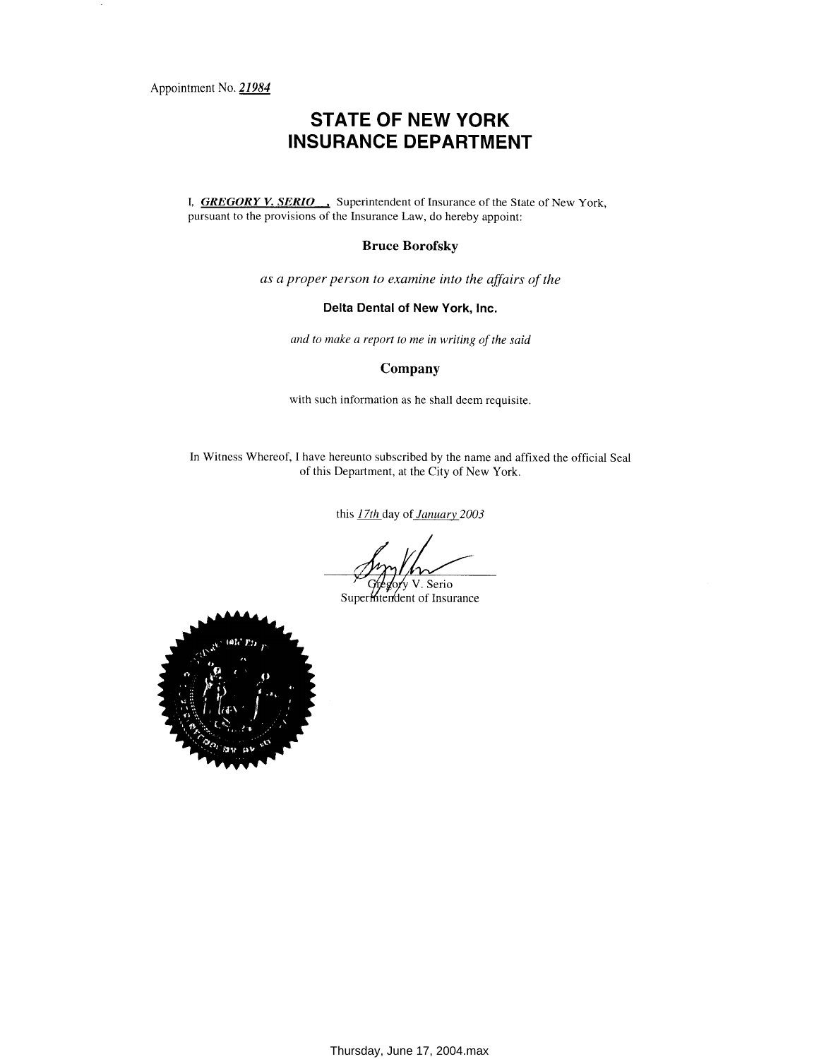Appointment No. *21984*

# STATE OF NEW YORK
# INSURANCE DEPARTMENT

I, ***GREGORY V. SERIO***, Superintendent of Insurance of the State of New York, pursuant to the provisions of the Insurance Law, do hereby appoint:

**Bruce Borofsky**

*as a proper person to examine into the affairs of the*

**Delta Dental of New York, Inc.**

*and to make a report to me in writing of the said*

**Company**

with such information as he shall deem requisite.

In Witness Whereof, I have hereunto subscribed by the name and affixed the official Seal of this Department, at the City of New York.

this *17th* day of *January 2003*

Gregory V. Serio
Superintendent of Insurance

Thursday, June 17, 2004.max